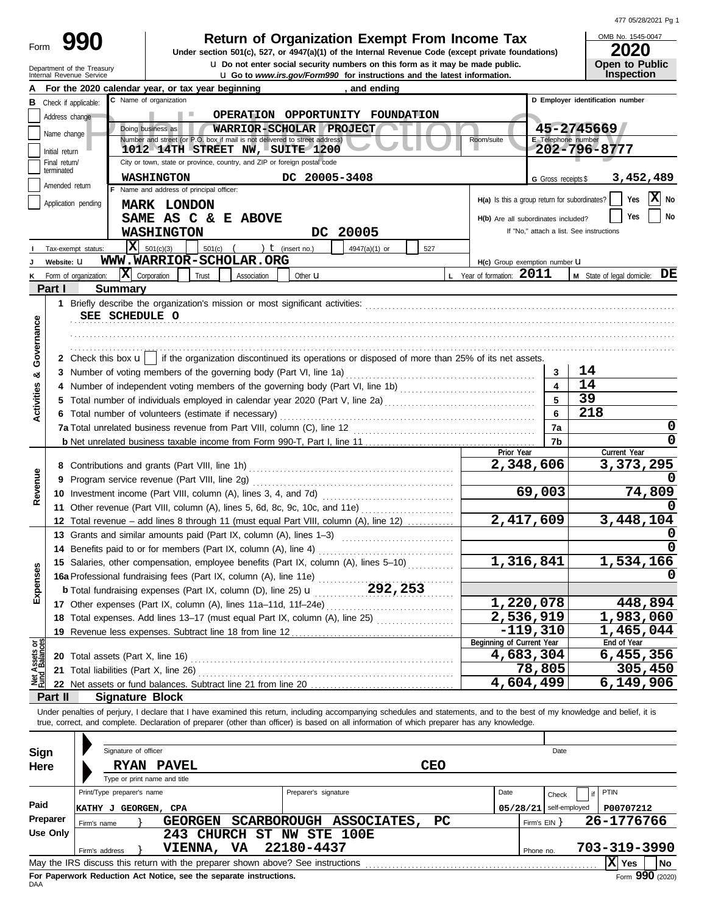Form **990**

# Return of Organization Exempt From Income Tax

**Under section 501(c), 527, or 4947(a)(1) of the Internal Revenue Code (except private foundations)**

u Do not enter social security numbers on this form as it may be made public.

u Go to *www.irs.gov/Form990* for instructions and the latest information.

Department of the Treasury
Internal Revenue Service

OMB No. 1545-0047

**2020**

**Open to Public Inspection**

**A** For the 2020 calendar year, or tax year beginning , and ending

**B** Check if applicable:
- Address change
- Name change
- Initial return
- Final return/terminated
- Amended return
- Application pending

**C** Name of organization: OPERATION OPPORTUNITY FOUNDATION

Doing business as: WARRIOR-SCHOLAR PROJECT

Number and street (or P.O. box if mail is not delivered to street address): 1012 14TH STREET NW, SUITE 1200 | Room/suite

City or town, state or province, country, and ZIP or foreign postal code: WASHINGTON DC 20005-3408

**D** Employer identification number: 45-2745669

**E** Telephone number: 202-796-8777

**G** Gross receipts $ 3,452,489

**F** Name and address of principal officer:
MARK LONDON
SAME AS C & E ABOVE
WASHINGTON DC 20005

H(a) Is this a group return for subordinates? Yes [ ] No [X]

H(b) Are all subordinates included? Yes [ ] No [ ]
If "No," attach a list. See instructions

**I** Tax-exempt status: [X] 501(c)(3) [ ] 501(c) ( ) t (insert no.) [ ] 4947(a)(1) or [ ] 527

**J** Website: u WWW.WARRIOR-SCHOLAR.ORG

H(c) Group exemption number u

**K** Form of organization: [X] Corporation [ ] Trust [ ] Association [ ] Other u

**L** Year of formation: 2011

**M** State of legal domicile: DE

## Part I Summary

**Activities & Governance**

1 Briefly describe the organization's mission or most significant activities:
SEE SCHEDULE O

2 Check this box u [ ] if the organization discontinued its operations or disposed of more than 25% of its net assets.

| | | | |
|---|---|---|---|
| 3 | Number of voting members of the governing body (Part VI, line 1a) | 3 | 14 |
| 4 | Number of independent voting members of the governing body (Part VI, line 1b) | 4 | 14 |
| 5 | Total number of individuals employed in calendar year 2020 (Part V, line 2a) | 5 | 39 |
| 6 | Total number of volunteers (estimate if necessary) | 6 | 218 |
| 7a | Total unrelated business revenue from Part VIII, column (C), line 12 | 7a | 0 |
| b | Net unrelated business taxable income from Form 990-T, Part I, line 11 | 7b | 0 |

| | | Prior Year | Current Year |
|---|---|---|---|
| **Revenue** | | | |
| 8 | Contributions and grants (Part VIII, line 1h) | 2,348,606 | 3,373,295 |
| 9 | Program service revenue (Part VIII, line 2g) | | 0 |
| 10 | Investment income (Part VIII, column (A), lines 3, 4, and 7d) | 69,003 | 74,809 |
| 11 | Other revenue (Part VIII, column (A), lines 5, 6d, 8c, 9c, 10c, and 11e) | | 0 |
| 12 | Total revenue – add lines 8 through 11 (must equal Part VIII, column (A), line 12) | 2,417,609 | 3,448,104 |
| **Expenses** | | | |
| 13 | Grants and similar amounts paid (Part IX, column (A), lines 1–3) | | 0 |
| 14 | Benefits paid to or for members (Part IX, column (A), line 4) | | 0 |
| 15 | Salaries, other compensation, employee benefits (Part IX, column (A), lines 5–10) | 1,316,841 | 1,534,166 |
| 16a | Professional fundraising fees (Part IX, column (A), line 11e) | | 0 |
| b | Total fundraising expenses (Part IX, column (D), line 25) u 292,253 | | |
| 17 | Other expenses (Part IX, column (A), lines 11a–11d, 11f–24e) | 1,220,078 | 448,894 |
| 18 | Total expenses. Add lines 13–17 (must equal Part IX, column (A), line 25) | 2,536,919 | 1,983,060 |
| 19 | Revenue less expenses. Subtract line 18 from line 12 | -119,310 | 1,465,044 |
| **Net Assets or Fund Balances** | | **Beginning of Current Year** | **End of Year** |
| 20 | Total assets (Part X, line 16) | 4,683,304 | 6,455,356 |
| 21 | Total liabilities (Part X, line 26) | 78,805 | 305,450 |
| 22 | Net assets or fund balances. Subtract line 21 from line 20 | 4,604,499 | 6,149,906 |

## Part II Signature Block

Under penalties of perjury, I declare that I have examined this return, including accompanying schedules and statements, and to the best of my knowledge and belief, it is true, correct, and complete. Declaration of preparer (other than officer) is based on all information of which preparer has any knowledge.

**Sign Here**

Signature of officer | Date

RYAN PAVEL CEO
Type or print name and title

**Paid Preparer Use Only**

| Print/Type preparer's name | Preparer's signature | Date | Check if self-employed | PTIN |
|---|---|---|---|---|
| KATHY J GEORGEN, CPA | | 05/28/21 | | P00707212 |

Firm's name } GEORGEN SCARBOROUGH ASSOCIATES, PC | Firm's EIN } 26-1776766

Firm's address } 243 CHURCH ST NW STE 100E VIENNA, VA 22180-4437 | Phone no. 703-319-3990

May the IRS discuss this return with the preparer shown above? See instructions [X] Yes [ ] No

**For Paperwork Reduction Act Notice, see the separate instructions.**

DAA

Form **990** (2020)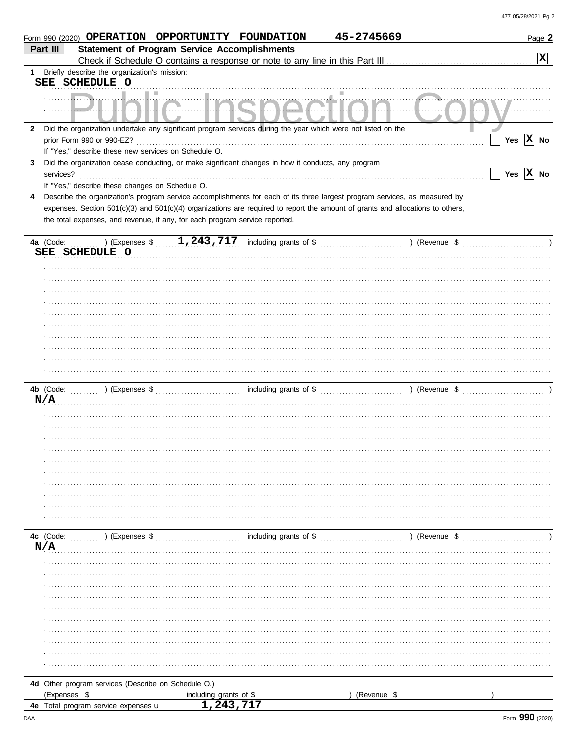Form 990 (2020) **OPERATION OPPORTUNITY FOUNDATION** **45-2745669** Page **2**

## Part III Statement of Program Service Accomplishments

Check if Schedule O contains a response or note to any line in this Part III .......... [X]

**1** Briefly describe the organization's mission:

**SEE SCHEDULE O**

Public Inspection Copy

**2** Did the organization undertake any significant program services during the year which were not listed on the prior Form 990 or 990-EZ? .......... [ ] Yes [X] No

If "Yes," describe these new services on Schedule O.

**3** Did the organization cease conducting, or make significant changes in how it conducts, any program services? .......... [ ] Yes [X] No

If "Yes," describe these changes on Schedule O.

**4** Describe the organization's program service accomplishments for each of its three largest program services, as measured by expenses. Section 501(c)(3) and 501(c)(4) organizations are required to report the amount of grants and allocations to others, the total expenses, and revenue, if any, for each program service reported.

**4a** (Code: ) (Expenses $ **1,243,717** including grants of $ ) (Revenue $ )

**SEE SCHEDULE O**

**4b** (Code: ) (Expenses $ including grants of $ ) (Revenue $ )

**N/A**

**4c** (Code: ) (Expenses $ including grants of $ ) (Revenue $ )

**N/A**

**4d** Other program services (Describe on Schedule O.)

(Expenses $ including grants of $ ) (Revenue $ )

**4e** Total program service expenses ► **1,243,717**

Form **990** (2020)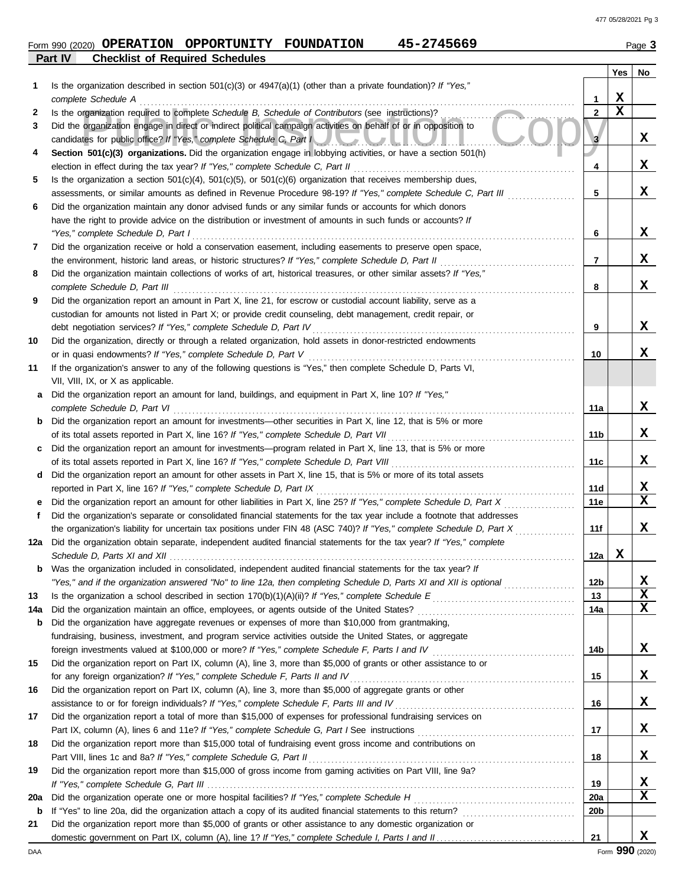Form 990 (2020) **OPERATION OPPORTUNITY FOUNDATION 45-2745669** Page **3**

## Part IV Checklist of Required Schedules

| | | | Yes | No |
|---|---|---|---|---|
| **1** | Is the organization described in section 501(c)(3) or 4947(a)(1) (other than a private foundation)? *If "Yes," complete Schedule A* | 1 | X | |
| **2** | Is the organization required to complete *Schedule B, Schedule of Contributors* (see instructions)? | 2 | X | |
| **3** | Did the organization engage in direct or indirect political campaign activities on behalf of or in opposition to candidates for public office? *If "Yes," complete Schedule C, Part I* | 3 | | X |
| **4** | **Section 501(c)(3) organizations.** Did the organization engage in lobbying activities, or have a section 501(h) election in effect during the tax year? *If "Yes," complete Schedule C, Part II* | 4 | | X |
| **5** | Is the organization a section 501(c)(4), 501(c)(5), or 501(c)(6) organization that receives membership dues, assessments, or similar amounts as defined in Revenue Procedure 98-19? *If "Yes," complete Schedule C, Part III* | 5 | | X |
| **6** | Did the organization maintain any donor advised funds or any similar funds or accounts for which donors have the right to provide advice on the distribution or investment of amounts in such funds or accounts? *If "Yes," complete Schedule D, Part I* | 6 | | X |
| **7** | Did the organization receive or hold a conservation easement, including easements to preserve open space, the environment, historic land areas, or historic structures? *If "Yes," complete Schedule D, Part II* | 7 | | X |
| **8** | Did the organization maintain collections of works of art, historical treasures, or other similar assets? *If "Yes," complete Schedule D, Part III* | 8 | | X |
| **9** | Did the organization report an amount in Part X, line 21, for escrow or custodial account liability, serve as a custodian for amounts not listed in Part X; or provide credit counseling, debt management, credit repair, or debt negotiation services? *If "Yes," complete Schedule D, Part IV* | 9 | | X |
| **10** | Did the organization, directly or through a related organization, hold assets in donor-restricted endowments or in quasi endowments? *If "Yes," complete Schedule D, Part V* | 10 | | X |
| **11** | If the organization's answer to any of the following questions is "Yes," then complete Schedule D, Parts VI, VII, VIII, IX, or X as applicable. | | | |
| **a** | Did the organization report an amount for land, buildings, and equipment in Part X, line 10? *If "Yes," complete Schedule D, Part VI* | 11a | | X |
| **b** | Did the organization report an amount for investments—other securities in Part X, line 12, that is 5% or more of its total assets reported in Part X, line 16? *If "Yes," complete Schedule D, Part VII* | 11b | | X |
| **c** | Did the organization report an amount for investments—program related in Part X, line 13, that is 5% or more of its total assets reported in Part X, line 16? *If "Yes," complete Schedule D, Part VIII* | 11c | | X |
| **d** | Did the organization report an amount for other assets in Part X, line 15, that is 5% or more of its total assets reported in Part X, line 16? *If "Yes," complete Schedule D, Part IX* | 11d | | X |
| **e** | Did the organization report an amount for other liabilities in Part X, line 25? *If "Yes," complete Schedule D, Part X* | 11e | | X |
| **f** | Did the organization's separate or consolidated financial statements for the tax year include a footnote that addresses the organization's liability for uncertain tax positions under FIN 48 (ASC 740)? *If "Yes," complete Schedule D, Part X* | 11f | | X |
| **12a** | Did the organization obtain separate, independent audited financial statements for the tax year? *If "Yes," complete Schedule D, Parts XI and XII* | 12a | X | |
| **b** | Was the organization included in consolidated, independent audited financial statements for the tax year? *If "Yes," and if the organization answered "No" to line 12a, then completing Schedule D, Parts XI and XII is optional* | 12b | | X |
| **13** | Is the organization a school described in section 170(b)(1)(A)(ii)? *If "Yes," complete Schedule E* | 13 | | X |
| **14a** | Did the organization maintain an office, employees, or agents outside of the United States? | 14a | | X |
| **b** | Did the organization have aggregate revenues or expenses of more than $10,000 from grantmaking, fundraising, business, investment, and program service activities outside the United States, or aggregate foreign investments valued at $100,000 or more? *If "Yes," complete Schedule F, Parts I and IV* | 14b | | X |
| **15** | Did the organization report on Part IX, column (A), line 3, more than $5,000 of grants or other assistance to or for any foreign organization? *If "Yes," complete Schedule F, Parts II and IV* | 15 | | X |
| **16** | Did the organization report on Part IX, column (A), line 3, more than $5,000 of aggregate grants or other assistance to or for foreign individuals? *If "Yes," complete Schedule F, Parts III and IV* | 16 | | X |
| **17** | Did the organization report a total of more than $15,000 of expenses for professional fundraising services on Part IX, column (A), lines 6 and 11e? *If "Yes," complete Schedule G, Part I* See instructions | 17 | | X |
| **18** | Did the organization report more than $15,000 total of fundraising event gross income and contributions on Part VIII, lines 1c and 8a? *If "Yes," complete Schedule G, Part II* | 18 | | X |
| **19** | Did the organization report more than $15,000 of gross income from gaming activities on Part VIII, line 9a? *If "Yes," complete Schedule G, Part III* | 19 | | X |
| **20a** | Did the organization operate one or more hospital facilities? *If "Yes," complete Schedule H* | 20a | | X |
| **b** | If "Yes" to line 20a, did the organization attach a copy of its audited financial statements to this return? | 20b | | |
| **21** | Did the organization report more than $5,000 of grants or other assistance to any domestic organization or domestic government on Part IX, column (A), line 1? *If "Yes," complete Schedule I, Parts I and II* | 21 | | X |

Form **990** (2020)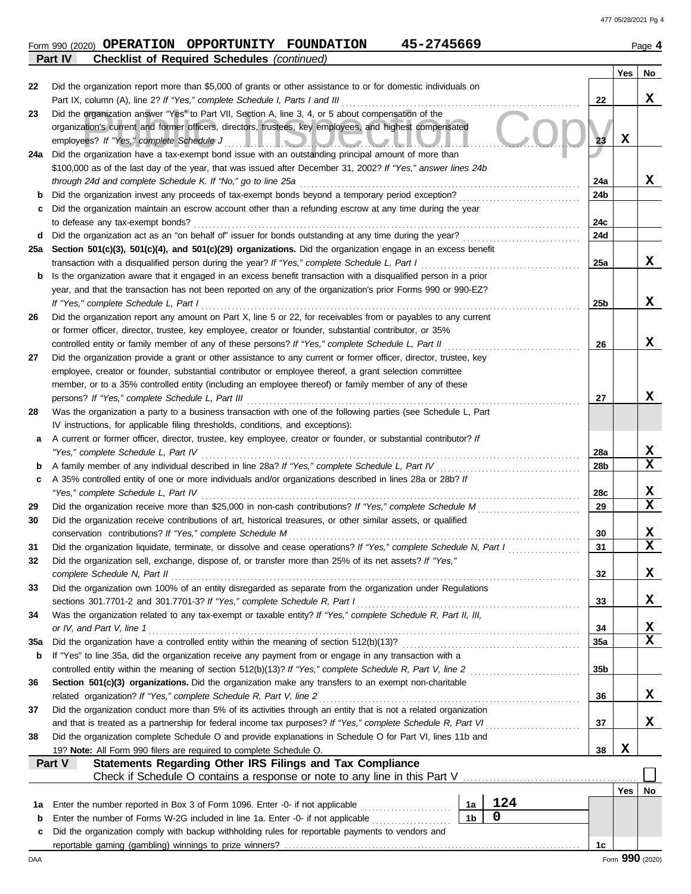Form 990 (2020) **OPERATION OPPORTUNITY FOUNDATION** **45-2745669** Page **4**

**Part IV** **Checklist of Required Schedules** *(continued)*

| | | | Yes | No |
|---|---|---|---|---|
| 22 | Did the organization report more than $5,000 of grants or other assistance to or for domestic individuals on Part IX, column (A), line 2? *If "Yes," complete Schedule I, Parts I and III* | 22 | | X |
| 23 | Did the organization answer "Yes" to Part VII, Section A, line 3, 4, or 5 about compensation of the organization's current and former officers, directors, trustees, key employees, and highest compensated employees? *If "Yes," complete Schedule J* | 23 | X | |
| 24a | Did the organization have a tax-exempt bond issue with an outstanding principal amount of more than $100,000 as of the last day of the year, that was issued after December 31, 2002? *If "Yes," answer lines 24b through 24d and complete Schedule K. If "No," go to line 25a* | 24a | | X |
| b | Did the organization invest any proceeds of tax-exempt bonds beyond a temporary period exception? | 24b | | |
| c | Did the organization maintain an escrow account other than a refunding escrow at any time during the year to defease any tax-exempt bonds? | 24c | | |
| d | Did the organization act as an "on behalf of" issuer for bonds outstanding at any time during the year? | 24d | | |
| 25a | **Section 501(c)(3), 501(c)(4), and 501(c)(29) organizations.** Did the organization engage in an excess benefit transaction with a disqualified person during the year? *If "Yes," complete Schedule L, Part I* | 25a | | X |
| b | Is the organization aware that it engaged in an excess benefit transaction with a disqualified person in a prior year, and that the transaction has not been reported on any of the organization's prior Forms 990 or 990-EZ? *If "Yes," complete Schedule L, Part I* | 25b | | X |
| 26 | Did the organization report any amount on Part X, line 5 or 22, for receivables from or payables to any current or former officer, director, trustee, key employee, creator or founder, substantial contributor, or 35% controlled entity or family member of any of these persons? *If "Yes," complete Schedule L, Part II* | 26 | | X |
| 27 | Did the organization provide a grant or other assistance to any current or former officer, director, trustee, key employee, creator or founder, substantial contributor or employee thereof, a grant selection committee member, or to a 35% controlled entity (including an employee thereof) or family member of any of these persons? *If "Yes," complete Schedule L, Part III* | 27 | | X |
| 28 | Was the organization a party to a business transaction with one of the following parties (see Schedule L, Part IV instructions, for applicable filing thresholds, conditions, and exceptions): | | | |
| a | A current or former officer, director, trustee, key employee, creator or founder, or substantial contributor? *If "Yes," complete Schedule L, Part IV* | 28a | | X |
| b | A family member of any individual described in line 28a? *If "Yes," complete Schedule L, Part IV* | 28b | | X |
| c | A 35% controlled entity of one or more individuals and/or organizations described in lines 28a or 28b? *If "Yes," complete Schedule L, Part IV* | 28c | | X |
| 29 | Did the organization receive more than $25,000 in non-cash contributions? *If "Yes," complete Schedule M* | 29 | | X |
| 30 | Did the organization receive contributions of art, historical treasures, or other similar assets, or qualified conservation contributions? *If "Yes," complete Schedule M* | 30 | | X |
| 31 | Did the organization liquidate, terminate, or dissolve and cease operations? *If "Yes," complete Schedule N, Part I* | 31 | | X |
| 32 | Did the organization sell, exchange, dispose of, or transfer more than 25% of its net assets? *If "Yes," complete Schedule N, Part II* | 32 | | X |
| 33 | Did the organization own 100% of an entity disregarded as separate from the organization under Regulations sections 301.7701-2 and 301.7701-3? *If "Yes," complete Schedule R, Part I* | 33 | | X |
| 34 | Was the organization related to any tax-exempt or taxable entity? *If "Yes," complete Schedule R, Part II, III, or IV, and Part V, line 1* | 34 | | X |
| 35a | Did the organization have a controlled entity within the meaning of section 512(b)(13)? | 35a | | X |
| b | If "Yes" to line 35a, did the organization receive any payment from or engage in any transaction with a controlled entity within the meaning of section 512(b)(13)? *If "Yes," complete Schedule R, Part V, line 2* | 35b | | |
| 36 | **Section 501(c)(3) organizations.** Did the organization make any transfers to an exempt non-charitable related organization? *If "Yes," complete Schedule R, Part V, line 2* | 36 | | X |
| 37 | Did the organization conduct more than 5% of its activities through an entity that is not a related organization and that is treated as a partnership for federal income tax purposes? *If "Yes," complete Schedule R, Part VI* | 37 | | X |
| 38 | Did the organization complete Schedule O and provide explanations in Schedule O for Part VI, lines 11b and 19? **Note:** All Form 990 filers are required to complete Schedule O. | 38 | X | |

**Part V** **Statements Regarding Other IRS Filings and Tax Compliance**

Check if Schedule O contains a response or note to any line in this Part V ☐

| | | | | | Yes | No |
|---|---|---|---|---|---|---|
| 1a | Enter the number reported in Box 3 of Form 1096. Enter -0- if not applicable | 1a | 124 | | | |
| b | Enter the number of Forms W-2G included in line 1a. Enter -0- if not applicable | 1b | 0 | | | |
| c | Did the organization comply with backup withholding rules for reportable payments to vendors and reportable gaming (gambling) winnings to prize winners? | | | 1c | | |

DAA Form **990** (2020)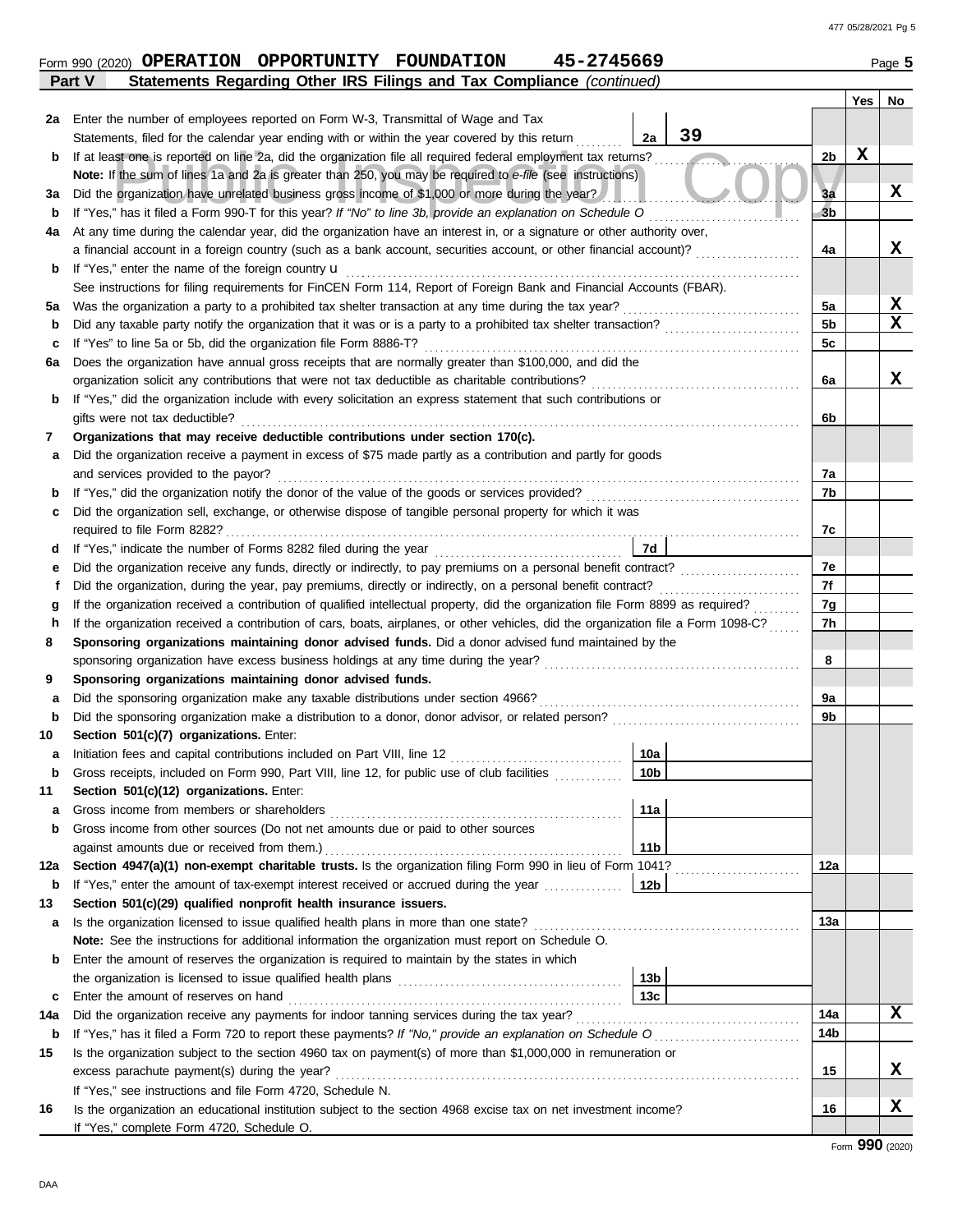Form 990 (2020) **OPERATION OPPORTUNITY FOUNDATION 45-2745669** Page **5**

**Part V Statements Regarding Other IRS Filings and Tax Compliance** *(continued)*

| | | | | Yes | No |
|---|---|---|---|---|---|
| **2a** | Enter the number of employees reported on Form W-3, Transmittal of Wage and Tax Statements, filed for the calendar year ending with or within the year covered by this return | 2a: 39 | | | |
| **b** | If at least one is reported on line 2a, did the organization file all required federal employment tax returns? | | 2b | X | |
| | **Note:** If the sum of lines 1a and 2a is greater than 250, you may be required to *e-file* (see instructions) | | | | |
| **3a** | Did the organization have unrelated business gross income of $1,000 or more during the year? | | 3a | | X |
| **b** | If "Yes," has it filed a Form 990-T for this year? *If "No" to line 3b, provide an explanation on Schedule O* | | 3b | | |
| **4a** | At any time during the calendar year, did the organization have an interest in, or a signature or other authority over, a financial account in a foreign country (such as a bank account, securities account, or other financial account)? | | 4a | | X |
| **b** | If "Yes," enter the name of the foreign country u | | | | |
| | See instructions for filing requirements for FinCEN Form 114, Report of Foreign Bank and Financial Accounts (FBAR). | | | | |
| **5a** | Was the organization a party to a prohibited tax shelter transaction at any time during the tax year? | | 5a | | X |
| **b** | Did any taxable party notify the organization that it was or is a party to a prohibited tax shelter transaction? | | 5b | | X |
| **c** | If "Yes" to line 5a or 5b, did the organization file Form 8886-T? | | 5c | | |
| **6a** | Does the organization have annual gross receipts that are normally greater than $100,000, and did the organization solicit any contributions that were not tax deductible as charitable contributions? | | 6a | | X |
| **b** | If "Yes," did the organization include with every solicitation an express statement that such contributions or gifts were not tax deductible? | | 6b | | |
| **7** | **Organizations that may receive deductible contributions under section 170(c).** | | | | |
| **a** | Did the organization receive a payment in excess of $75 made partly as a contribution and partly for goods and services provided to the payor? | | 7a | | |
| **b** | If "Yes," did the organization notify the donor of the value of the goods or services provided? | | 7b | | |
| **c** | Did the organization sell, exchange, or otherwise dispose of tangible personal property for which it was required to file Form 8282? | | 7c | | |
| **d** | If "Yes," indicate the number of Forms 8282 filed during the year | 7d | | | |
| **e** | Did the organization receive any funds, directly or indirectly, to pay premiums on a personal benefit contract? | | 7e | | |
| **f** | Did the organization, during the year, pay premiums, directly or indirectly, on a personal benefit contract? | | 7f | | |
| **g** | If the organization received a contribution of qualified intellectual property, did the organization file Form 8899 as required? | | 7g | | |
| **h** | If the organization received a contribution of cars, boats, airplanes, or other vehicles, did the organization file a Form 1098-C? | | 7h | | |
| **8** | **Sponsoring organizations maintaining donor advised funds.** Did a donor advised fund maintained by the sponsoring organization have excess business holdings at any time during the year? | | 8 | | |
| **9** | **Sponsoring organizations maintaining donor advised funds.** | | | | |
| **a** | Did the sponsoring organization make any taxable distributions under section 4966? | | 9a | | |
| **b** | Did the sponsoring organization make a distribution to a donor, donor advisor, or related person? | | 9b | | |
| **10** | **Section 501(c)(7) organizations.** Enter: | | | | |
| **a** | Initiation fees and capital contributions included on Part VIII, line 12 | 10a | | | |
| **b** | Gross receipts, included on Form 990, Part VIII, line 12, for public use of club facilities | 10b | | | |
| **11** | **Section 501(c)(12) organizations.** Enter: | | | | |
| **a** | Gross income from members or shareholders | 11a | | | |
| **b** | Gross income from other sources (Do not net amounts due or paid to other sources against amounts due or received from them.) | 11b | | | |
| **12a** | **Section 4947(a)(1) non-exempt charitable trusts.** Is the organization filing Form 990 in lieu of Form 1041? | | 12a | | |
| **b** | If "Yes," enter the amount of tax-exempt interest received or accrued during the year | 12b | | | |
| **13** | **Section 501(c)(29) qualified nonprofit health insurance issuers.** | | | | |
| **a** | Is the organization licensed to issue qualified health plans in more than one state? | | 13a | | |
| | **Note:** See the instructions for additional information the organization must report on Schedule O. | | | | |
| **b** | Enter the amount of reserves the organization is required to maintain by the states in which the organization is licensed to issue qualified health plans | 13b | | | |
| **c** | Enter the amount of reserves on hand | 13c | | | |
| **14a** | Did the organization receive any payments for indoor tanning services during the tax year? | | 14a | | X |
| **b** | If "Yes," has it filed a Form 720 to report these payments? *If "No," provide an explanation on Schedule O* | | 14b | | |
| **15** | Is the organization subject to the section 4960 tax on payment(s) of more than $1,000,000 in remuneration or excess parachute payment(s) during the year? | | 15 | | X |
| | If "Yes," see instructions and file Form 4720, Schedule N. | | | | |
| **16** | Is the organization an educational institution subject to the section 4968 excise tax on net investment income? | | 16 | | X |
| | If "Yes," complete Form 4720, Schedule O. | | | | |

Form **990** (2020)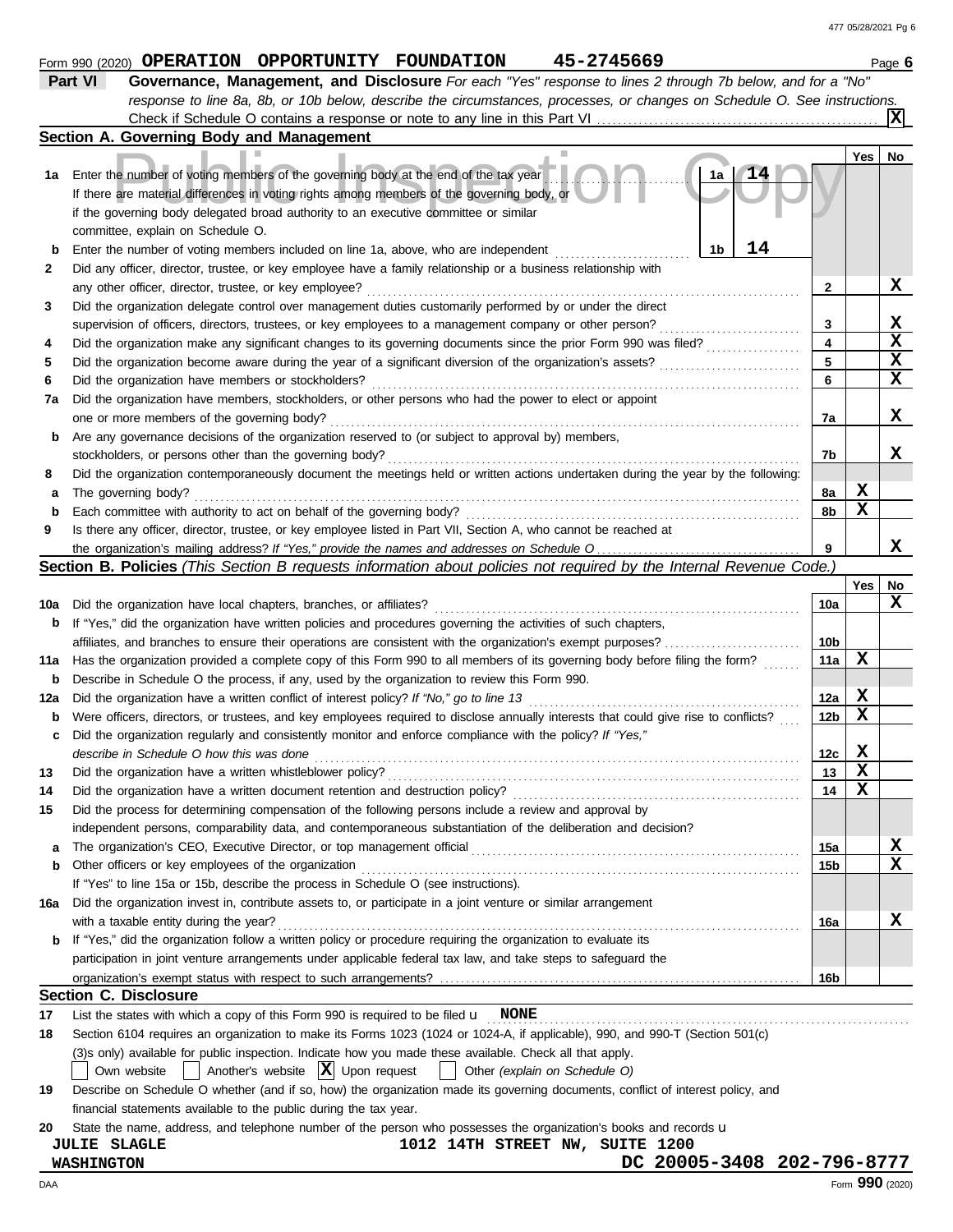Form 990 (2020) **OPERATION OPPORTUNITY FOUNDATION 45-2745669** Page **6**

## Part VI Governance, Management, and Disclosure

*For each "Yes" response to lines 2 through 7b below, and for a "No" response to line 8a, 8b, or 10b below, describe the circumstances, processes, or changes on Schedule O. See instructions.*

Check if Schedule O contains a response or note to any line in this Part VI ..... [X]

### Section A. Governing Body and Management

| | | | Yes | No |
|---|---|---|---|---|
| 1a | Enter the number of voting members of the governing body at the end of the tax year ..... 1a **14** <br> If there are material differences in voting rights among members of the governing body, or if the governing body delegated broad authority to an executive committee or similar committee, explain on Schedule O. | | | |
| b | Enter the number of voting members included on line 1a, above, who are independent ..... 1b **14** | | | |
| 2 | Did any officer, director, trustee, or key employee have a family relationship or a business relationship with any other officer, director, trustee, or key employee? | 2 | | X |
| 3 | Did the organization delegate control over management duties customarily performed by or under the direct supervision of officers, directors, trustees, or key employees to a management company or other person? | 3 | | X |
| 4 | Did the organization make any significant changes to its governing documents since the prior Form 990 was filed? | 4 | | X |
| 5 | Did the organization become aware during the year of a significant diversion of the organization's assets? | 5 | | X |
| 6 | Did the organization have members or stockholders? | 6 | | X |
| 7a | Did the organization have members, stockholders, or other persons who had the power to elect or appoint one or more members of the governing body? | 7a | | X |
| b | Are any governance decisions of the organization reserved to (or subject to approval by) members, stockholders, or persons other than the governing body? | 7b | | X |
| 8 | Did the organization contemporaneously document the meetings held or written actions undertaken during the year by the following: | | | |
| a | The governing body? | 8a | X | |
| b | Each committee with authority to act on behalf of the governing body? | 8b | X | |
| 9 | Is there any officer, director, trustee, or key employee listed in Part VII, Section A, who cannot be reached at the organization's mailing address? *If "Yes," provide the names and addresses on Schedule O* | 9 | | X |

### Section B. Policies *(This Section B requests information about policies not required by the Internal Revenue Code.)*

| | | | Yes | No |
|---|---|---|---|---|
| 10a | Did the organization have local chapters, branches, or affiliates? | 10a | | X |
| b | If "Yes," did the organization have written policies and procedures governing the activities of such chapters, affiliates, and branches to ensure their operations are consistent with the organization's exempt purposes? | 10b | | |
| 11a | Has the organization provided a complete copy of this Form 990 to all members of its governing body before filing the form? | 11a | X | |
| b | Describe in Schedule O the process, if any, used by the organization to review this Form 990. | | | |
| 12a | Did the organization have a written conflict of interest policy? *If "No," go to line 13* | 12a | X | |
| b | Were officers, directors, or trustees, and key employees required to disclose annually interests that could give rise to conflicts? | 12b | X | |
| c | Did the organization regularly and consistently monitor and enforce compliance with the policy? *If "Yes," describe in Schedule O how this was done* | 12c | X | |
| 13 | Did the organization have a written whistleblower policy? | 13 | X | |
| 14 | Did the organization have a written document retention and destruction policy? | 14 | X | |
| 15 | Did the process for determining compensation of the following persons include a review and approval by independent persons, comparability data, and contemporaneous substantiation of the deliberation and decision? | | | |
| a | The organization's CEO, Executive Director, or top management official | 15a | | X |
| b | Other officers or key employees of the organization | 15b | | X |
| | If "Yes" to line 15a or 15b, describe the process in Schedule O (see instructions). | | | |
| 16a | Did the organization invest in, contribute assets to, or participate in a joint venture or similar arrangement with a taxable entity during the year? | 16a | | X |
| b | If "Yes," did the organization follow a written policy or procedure requiring the organization to evaluate its participation in joint venture arrangements under applicable federal tax law, and take steps to safeguard the organization's exempt status with respect to such arrangements? | 16b | | |

### Section C. Disclosure

17 List the states with which a copy of this Form 990 is required to be filed **NONE**

18 Section 6104 requires an organization to make its Forms 1023 (1024 or 1024-A, if applicable), 990, and 990-T (Section 501(c)(3)s only) available for public inspection. Indicate how you made these available. Check all that apply.

[ ] Own website [ ] Another's website [X] Upon request [ ] Other *(explain on Schedule O)*

19 Describe on Schedule O whether (and if so, how) the organization made its governing documents, conflict of interest policy, and financial statements available to the public during the tax year.

20 State the name, address, and telephone number of the person who possesses the organization's books and records

**JULIE SLAGLE 1012 14TH STREET NW, SUITE 1200**
**WASHINGTON DC 20005-3408 202-796-8777**

Form **990** (2020)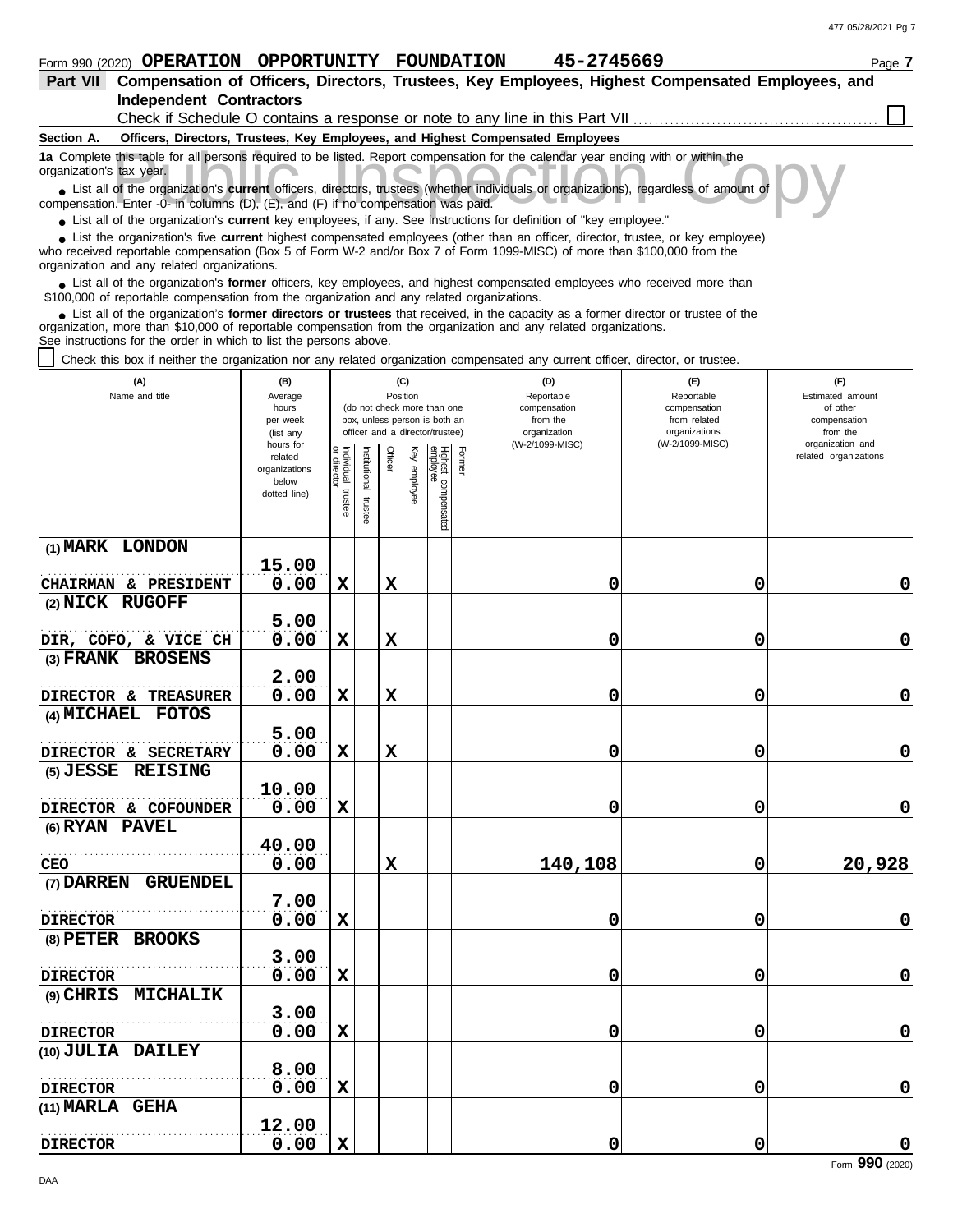Form 990 (2020) **OPERATION OPPORTUNITY FOUNDATION** **45-2745669** Page **7**

## Part VII Compensation of Officers, Directors, Trustees, Key Employees, Highest Compensated Employees, and Independent Contractors

Check if Schedule O contains a response or note to any line in this Part VII ☐

**Section A. Officers, Directors, Trustees, Key Employees, and Highest Compensated Employees**

**1a** Complete this table for all persons required to be listed. Report compensation for the calendar year ending with or within the organization's tax year.

- List all of the organization's **current** officers, directors, trustees (whether individuals or organizations), regardless of amount of compensation. Enter -0- in columns (D), (E), and (F) if no compensation was paid.
- List all of the organization's **current** key employees, if any. See instructions for definition of "key employee."
- List the organization's five **current** highest compensated employees (other than an officer, director, trustee, or key employee) who received reportable compensation (Box 5 of Form W-2 and/or Box 7 of Form 1099-MISC) of more than $100,000 from the organization and any related organizations.
- List all of the organization's **former** officers, key employees, and highest compensated employees who received more than $100,000 of reportable compensation from the organization and any related organizations.
- List all of the organization's **former directors or trustees** that received, in the capacity as a former director or trustee of the organization, more than $10,000 of reportable compensation from the organization and any related organizations.

See instructions for the order in which to list the persons above.

☐ Check this box if neither the organization nor any related organization compensated any current officer, director, or trustee.

| (A) Name and title | (B) Average hours per week (list any hours for related organizations below dotted line) | (C) Position: Individual trustee or director | Institutional trustee | Officer | Key employee | Highest compensated employee | Former | (D) Reportable compensation from the organization (W-2/1099-MISC) | (E) Reportable compensation from related organizations (W-2/1099-MISC) | (F) Estimated amount of other compensation from the organization and related organizations |
|---|---|---|---|---|---|---|---|---|---|---|
| (1) MARK LONDON<br>CHAIRMAN & PRESIDENT | 15.00<br>0.00 | X | | X | | | | 0 | 0 | 0 |
| (2) NICK RUGOFF<br>DIR, COFO, & VICE CH | 5.00<br>0.00 | X | | X | | | | 0 | 0 | 0 |
| (3) FRANK BROSENS<br>DIRECTOR & TREASURER | 2.00<br>0.00 | X | | X | | | | 0 | 0 | 0 |
| (4) MICHAEL FOTOS<br>DIRECTOR & SECRETARY | 5.00<br>0.00 | X | | X | | | | 0 | 0 | 0 |
| (5) JESSE REISING<br>DIRECTOR & COFOUNDER | 10.00<br>0.00 | X | | | | | | 0 | 0 | 0 |
| (6) RYAN PAVEL<br>CEO | 40.00<br>0.00 | | | X | | | | 140,108 | 0 | 20,928 |
| (7) DARREN GRUENDEL<br>DIRECTOR | 7.00<br>0.00 | X | | | | | | 0 | 0 | 0 |
| (8) PETER BROOKS<br>DIRECTOR | 3.00<br>0.00 | X | | | | | | 0 | 0 | 0 |
| (9) CHRIS MICHALIK<br>DIRECTOR | 3.00<br>0.00 | X | | | | | | 0 | 0 | 0 |
| (10) JULIA DAILEY<br>DIRECTOR | 8.00<br>0.00 | X | | | | | | 0 | 0 | 0 |
| (11) MARLA GEHA<br>DIRECTOR | 12.00<br>0.00 | X | | | | | | 0 | 0 | 0 |

Form **990** (2020)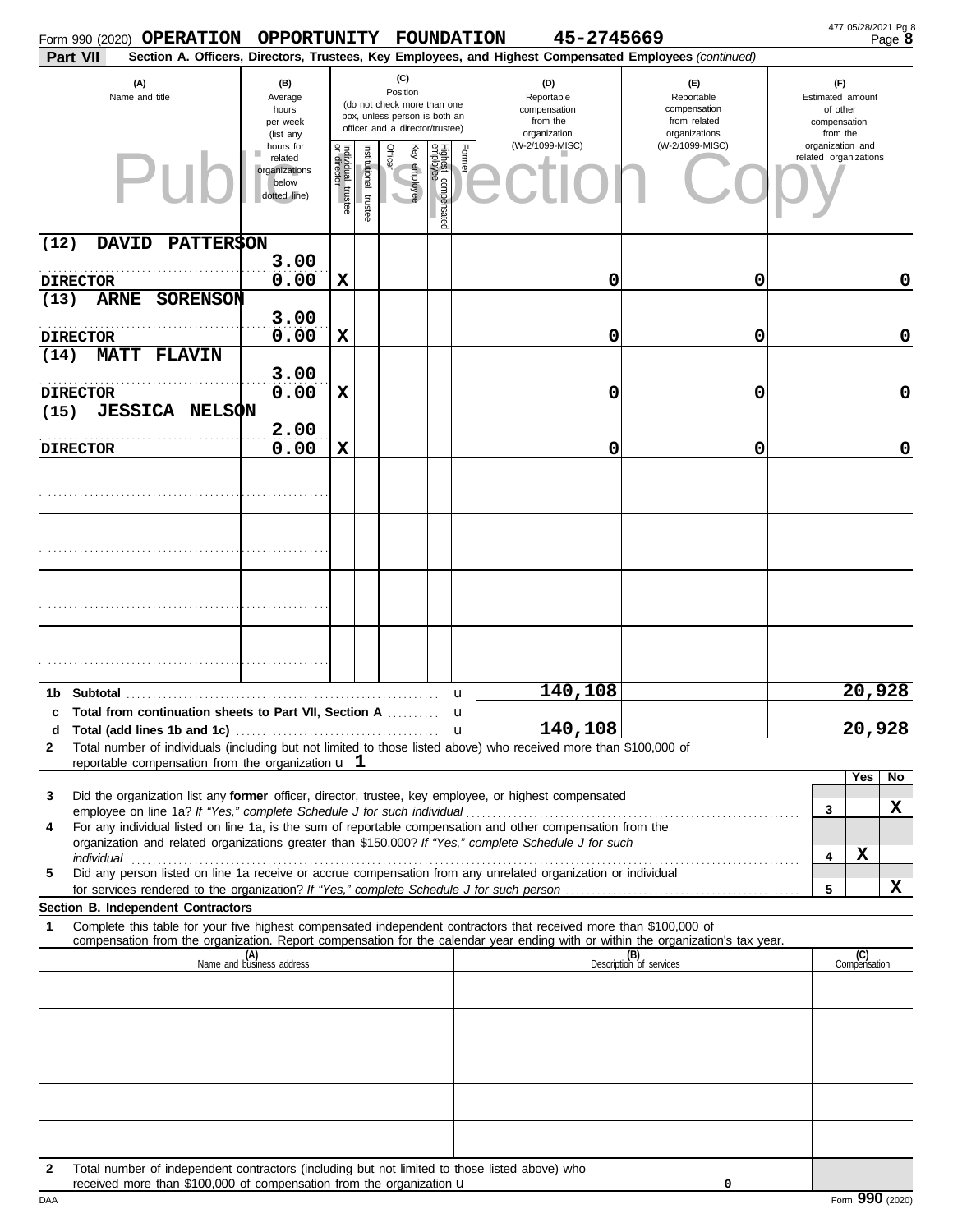Form 990 (2020) **OPERATION OPPORTUNITY FOUNDATION** 45-2745669

**Part VII** Section A. Officers, Directors, Trustees, Key Employees, and Highest Compensated Employees *(continued)*

| (A) Name and title | (B) Average hours per week (list any hours for related organizations below dotted line) | (C) Position: Individual trustee or director | Institutional trustee | Officer | Key employee | Highest compensated employee | Former | (D) Reportable compensation from the organization (W-2/1099-MISC) | (E) Reportable compensation from related organizations (W-2/1099-MISC) | (F) Estimated amount of other compensation from the organization and related organizations |
|---|---|---|---|---|---|---|---|---|---|---|
| (12) DAVID PATTERSON<br>DIRECTOR | 3.00<br>0.00 | X | | | | | | 0 | 0 | 0 |
| (13) ARNE SORENSON<br>DIRECTOR | 3.00<br>0.00 | X | | | | | | 0 | 0 | 0 |
| (14) MATT FLAVIN<br>DIRECTOR | 3.00<br>0.00 | X | | | | | | 0 | 0 | 0 |
| (15) JESSICA NELSON<br>DIRECTOR | 2.00<br>0.00 | X | | | | | | 0 | 0 | 0 |

| | | (D) | (E) | (F) |
|---|---|---|---|---|
| 1b | Subtotal | 140,108 | | 20,928 |
| c | Total from continuation sheets to Part VII, Section A | | | |
| d | Total (add lines 1b and 1c) | 140,108 | | 20,928 |

**2** Total number of individuals (including but not limited to those listed above) who received more than $100,000 of reportable compensation from the organization u **1**

| | | | Yes | No |
|---|---|---|---|---|
| 3 | Did the organization list any **former** officer, director, trustee, key employee, or highest compensated employee on line 1a? *If "Yes," complete Schedule J for such individual* | 3 | | X |
| 4 | For any individual listed on line 1a, is the sum of reportable compensation and other compensation from the organization and related organizations greater than $150,000? *If "Yes," complete Schedule J for such individual* | 4 | X | |
| 5 | Did any person listed on line 1a receive or accrue compensation from any unrelated organization or individual for services rendered to the organization? *If "Yes," complete Schedule J for such person* | 5 | | X |

**Section B. Independent Contractors**

**1** Complete this table for your five highest compensated independent contractors that received more than $100,000 of compensation from the organization. Report compensation for the calendar year ending with or within the organization's tax year.

| (A) Name and business address | (B) Description of services | (C) Compensation |
|---|---|---|
| | | |
| | | |
| | | |
| | | |
| | | |

**2** Total number of independent contractors (including but not limited to those listed above) who received more than $100,000 of compensation from the organization u 0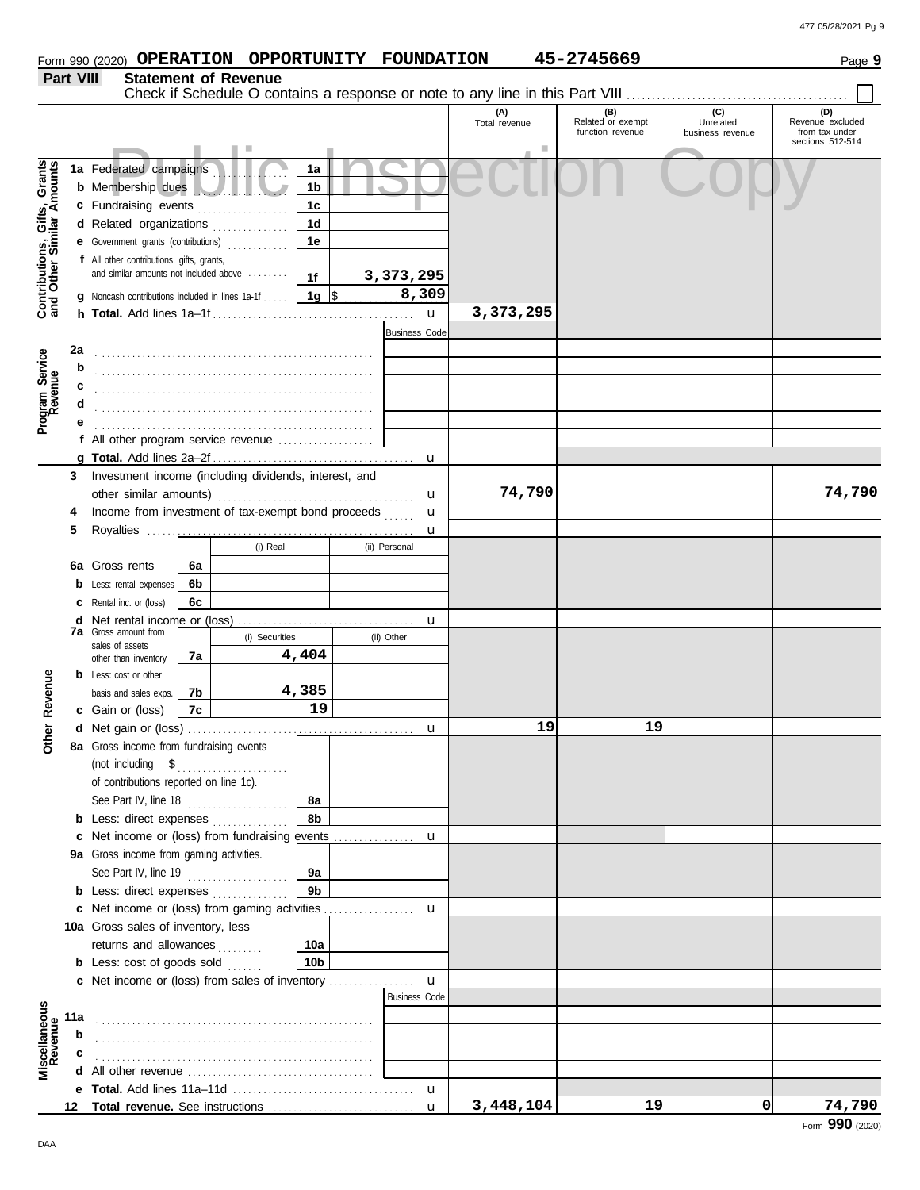Form 990 (2020) **OPERATION OPPORTUNITY FOUNDATION** **45-2745669** Page **9**

## Part VIII Statement of Revenue

Check if Schedule O contains a response or note to any line in this Part VIII ☐

| | | | (A) Total revenue | (B) Related or exempt function revenue | (C) Unrelated business revenue | (D) Revenue excluded from tax under sections 512-514 |
|---|---|---|---|---|---|---|
| **Contributions, Gifts, Grants and Other Similar Amounts** | 1a Federated campaigns | 1a | | | | |
| | b Membership dues | 1b | | | | |
| | c Fundraising events | 1c | | | | |
| | d Related organizations | 1d | | | | |
| | e Government grants (contributions) | 1e | | | | |
| | f All other contributions, gifts, grants, and similar amounts not included above | 1f 3,373,295 | | | | |
| | g Noncash contributions included in lines 1a-1f | 1g $ 8,309 | | | | |
| | h **Total.** Add lines 1a–1f | u | 3,373,295 | | | |
| **Program Service Revenue** | | Business Code | | | | |
| | 2a | | | | | |
| | b | | | | | |
| | c | | | | | |
| | d | | | | | |
| | e | | | | | |
| | f All other program service revenue | | | | | |
| | g **Total.** Add lines 2a–2f | u | | | | |
| **Other Revenue** | 3 Investment income (including dividends, interest, and other similar amounts) | u | 74,790 | | | 74,790 |
| | 4 Income from investment of tax-exempt bond proceeds | u | | | | |
| | 5 Royalties | u | | | | |
| | | (i) Real / (ii) Personal | | | | |
| | 6a Gross rents | 6a | | | | |
| | b Less: rental expenses | 6b | | | | |
| | c Rental inc. or (loss) | 6c | | | | |
| | d Net rental income or (loss) | u | | | | |
| | | (i) Securities / (ii) Other | | | | |
| | 7a Gross amount from sales of assets other than inventory | 7a (i) 4,404 | | | | |
| | b Less: cost or other basis and sales exps. | 7b (i) 4,385 | | | | |
| | c Gain or (loss) | 7c (i) 19 | | | | |
| | d Net gain or (loss) | u | 19 | 19 | | |
| | 8a Gross income from fundraising events (not including $ of contributions reported on line 1c). See Part IV, line 18 | 8a | | | | |
| | b Less: direct expenses | 8b | | | | |
| | c Net income or (loss) from fundraising events | u | | | | |
| | 9a Gross income from gaming activities. See Part IV, line 19 | 9a | | | | |
| | b Less: direct expenses | 9b | | | | |
| | c Net income or (loss) from gaming activities | u | | | | |
| | 10a Gross sales of inventory, less returns and allowances | 10a | | | | |
| | b Less: cost of goods sold | 10b | | | | |
| | c Net income or (loss) from sales of inventory | u | | | | |
| **Miscellaneous Revenue** | | Business Code | | | | |
| | 11a | | | | | |
| | b | | | | | |
| | c | | | | | |
| | d All other revenue | | | | | |
| | e **Total.** Add lines 11a–11d | u | | | | |
| | 12 **Total revenue.** See instructions | u | 3,448,104 | 19 | 0 | 74,790 |

DAA Form **990** (2020)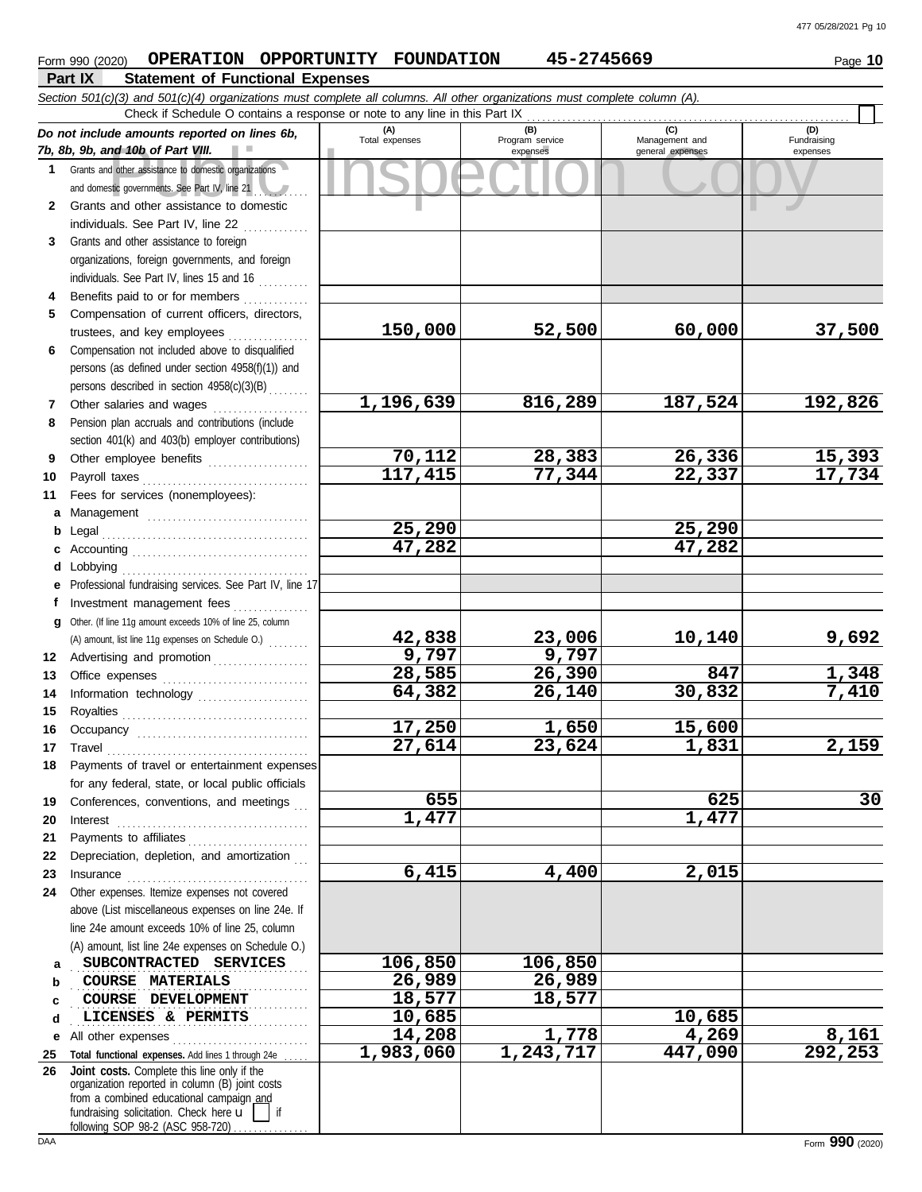Form 990 (2020) **OPERATION OPPORTUNITY FOUNDATION 45-2745669** Page **10**

## Part IX Statement of Functional Expenses

*Section 501(c)(3) and 501(c)(4) organizations must complete all columns. All other organizations must complete column (A).*

Check if Schedule O contains a response or note to any line in this Part IX

| *Do not include amounts reported on lines 6b, 7b, 8b, 9b, and 10b of Part VIII.* | (A) Total expenses | (B) Program service expenses | (C) Management and general expenses | (D) Fundraising expenses |
|---|---|---|---|---|
| **1** Grants and other assistance to domestic organizations and domestic governments. See Part IV, line 21 | | | | |
| **2** Grants and other assistance to domestic individuals. See Part IV, line 22 | | | | |
| **3** Grants and other assistance to foreign organizations, foreign governments, and foreign individuals. See Part IV, lines 15 and 16 | | | | |
| **4** Benefits paid to or for members | | | | |
| **5** Compensation of current officers, directors, trustees, and key employees | 150,000 | 52,500 | 60,000 | 37,500 |
| **6** Compensation not included above to disqualified persons (as defined under section 4958(f)(1)) and persons described in section 4958(c)(3)(B) | | | | |
| **7** Other salaries and wages | 1,196,639 | 816,289 | 187,524 | 192,826 |
| **8** Pension plan accruals and contributions (include section 401(k) and 403(b) employer contributions) | | | | |
| **9** Other employee benefits | 70,112 | 28,383 | 26,336 | 15,393 |
| **10** Payroll taxes | 117,415 | 77,344 | 22,337 | 17,734 |
| **11** Fees for services (nonemployees): | | | | |
| **a** Management | | | | |
| **b** Legal | 25,290 | | 25,290 | |
| **c** Accounting | 47,282 | | 47,282 | |
| **d** Lobbying | | | | |
| **e** Professional fundraising services. See Part IV, line 17 | | | | |
| **f** Investment management fees | | | | |
| **g** Other. (If line 11g amount exceeds 10% of line 25, column (A) amount, list line 11g expenses on Schedule O.) | 42,838 | 23,006 | 10,140 | 9,692 |
| **12** Advertising and promotion | 9,797 | 9,797 | | |
| **13** Office expenses | 28,585 | 26,390 | 847 | 1,348 |
| **14** Information technology | 64,382 | 26,140 | 30,832 | 7,410 |
| **15** Royalties | | | | |
| **16** Occupancy | 17,250 | 1,650 | 15,600 | |
| **17** Travel | 27,614 | 23,624 | 1,831 | 2,159 |
| **18** Payments of travel or entertainment expenses for any federal, state, or local public officials | | | | |
| **19** Conferences, conventions, and meetings | 655 | | 625 | 30 |
| **20** Interest | 1,477 | | 1,477 | |
| **21** Payments to affiliates | | | | |
| **22** Depreciation, depletion, and amortization | | | | |
| **23** Insurance | 6,415 | 4,400 | 2,015 | |
| **24** Other expenses. Itemize expenses not covered above (List miscellaneous expenses on line 24e. If line 24e amount exceeds 10% of line 25, column (A) amount, list line 24e expenses on Schedule O.) | | | | |
| **a** SUBCONTRACTED SERVICES | 106,850 | 106,850 | | |
| **b** COURSE MATERIALS | 26,989 | 26,989 | | |
| **c** COURSE DEVELOPMENT | 18,577 | 18,577 | | |
| **d** LICENSES & PERMITS | 10,685 | | 10,685 | |
| **e** All other expenses | 14,208 | 1,778 | 4,269 | 8,161 |
| **25 Total functional expenses.** Add lines 1 through 24e | 1,983,060 | 1,243,717 | 447,090 | 292,253 |
| **26 Joint costs.** Complete this line only if the organization reported in column (B) joint costs from a combined educational campaign and fundraising solicitation. Check here ☐ if following SOP 98-2 (ASC 958-720) | | | | |

Form **990** (2020)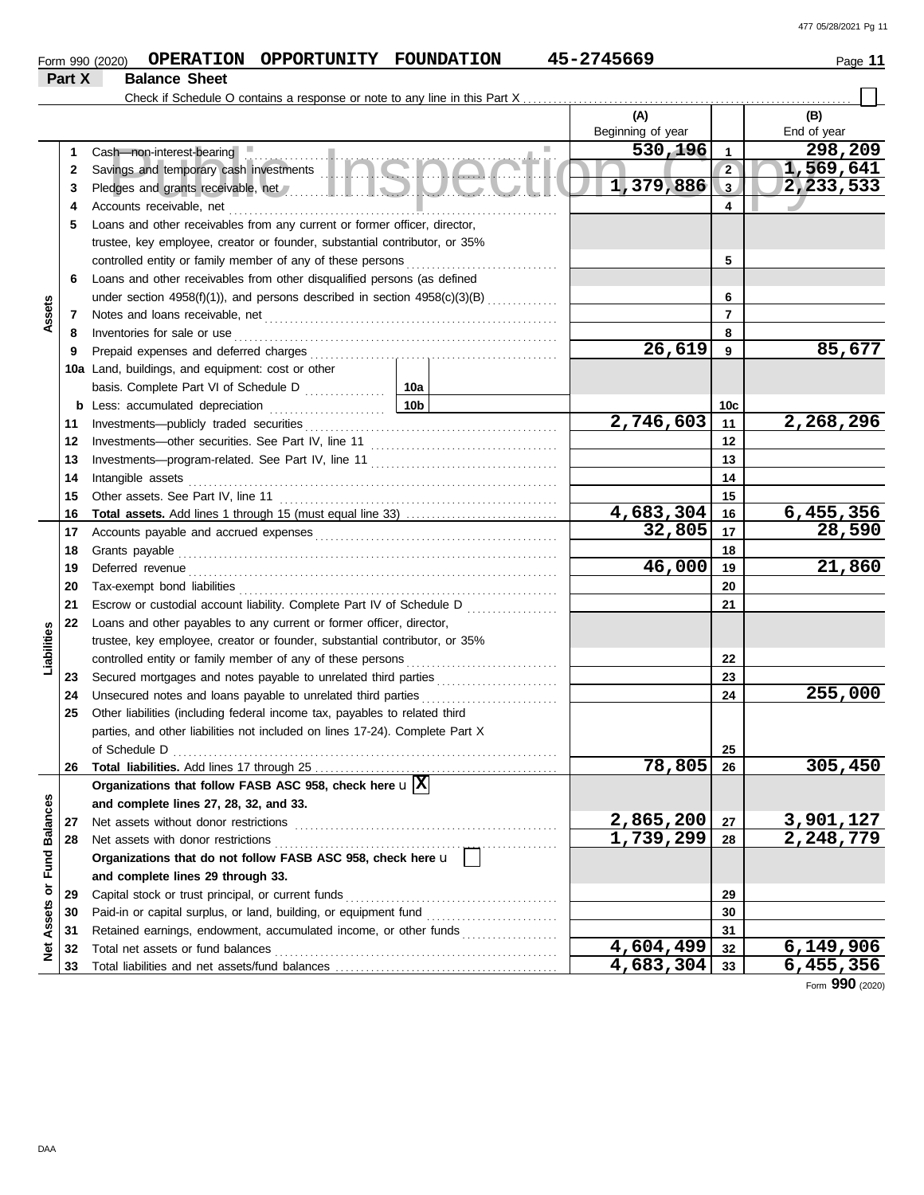Form 990 (2020) **OPERATION OPPORTUNITY FOUNDATION** 45-2745669

## Part X Balance Sheet

Check if Schedule O contains a response or note to any line in this Part X ☐

| | | | | (A) Beginning of year | | (B) End of year |
|---|---|---|---|---|---|---|
| Assets | 1 | Cash—non-interest-bearing | | 530,196 | 1 | 298,209 |
| | 2 | Savings and temporary cash investments | | | 2 | 1,569,641 |
| | 3 | Pledges and grants receivable, net | | 1,379,886 | 3 | 2,233,533 |
| | 4 | Accounts receivable, net | | | 4 | |
| | 5 | Loans and other receivables from any current or former officer, director, trustee, key employee, creator or founder, substantial contributor, or 35% controlled entity or family member of any of these persons | | | 5 | |
| | 6 | Loans and other receivables from other disqualified persons (as defined under section 4958(f)(1)), and persons described in section 4958(c)(3)(B) | | | 6 | |
| | 7 | Notes and loans receivable, net | | | 7 | |
| | 8 | Inventories for sale or use | | | 8 | |
| | 9 | Prepaid expenses and deferred charges | | 26,619 | 9 | 85,677 |
| | 10a | Land, buildings, and equipment: cost or other basis. Complete Part VI of Schedule D | 10a | | | |
| | b | Less: accumulated depreciation | 10b | | 10c | |
| | 11 | Investments—publicly traded securities | | 2,746,603 | 11 | 2,268,296 |
| | 12 | Investments—other securities. See Part IV, line 11 | | | 12 | |
| | 13 | Investments—program-related. See Part IV, line 11 | | | 13 | |
| | 14 | Intangible assets | | | 14 | |
| | 15 | Other assets. See Part IV, line 11 | | | 15 | |
| | 16 | **Total assets.** Add lines 1 through 15 (must equal line 33) | | 4,683,304 | 16 | 6,455,356 |
| Liabilities | 17 | Accounts payable and accrued expenses | | 32,805 | 17 | 28,590 |
| | 18 | Grants payable | | | 18 | |
| | 19 | Deferred revenue | | 46,000 | 19 | 21,860 |
| | 20 | Tax-exempt bond liabilities | | | 20 | |
| | 21 | Escrow or custodial account liability. Complete Part IV of Schedule D | | | 21 | |
| | 22 | Loans and other payables to any current or former officer, director, trustee, key employee, creator or founder, substantial contributor, or 35% controlled entity or family member of any of these persons | | | 22 | |
| | 23 | Secured mortgages and notes payable to unrelated third parties | | | 23 | |
| | 24 | Unsecured notes and loans payable to unrelated third parties | | | 24 | 255,000 |
| | 25 | Other liabilities (including federal income tax, payables to related third parties, and other liabilities not included on lines 17-24). Complete Part X of Schedule D | | | 25 | |
| | 26 | **Total liabilities.** Add lines 17 through 25 | | 78,805 | 26 | 305,450 |
| Net Assets or Fund Balances | | **Organizations that follow FASB ASC 958, check here** ☒ **and complete lines 27, 28, 32, and 33.** | | | | |
| | 27 | Net assets without donor restrictions | | 2,865,200 | 27 | 3,901,127 |
| | 28 | Net assets with donor restrictions | | 1,739,299 | 28 | 2,248,779 |
| | | **Organizations that do not follow FASB ASC 958, check here** ☐ **and complete lines 29 through 33.** | | | | |
| | 29 | Capital stock or trust principal, or current funds | | | 29 | |
| | 30 | Paid-in or capital surplus, or land, building, or equipment fund | | | 30 | |
| | 31 | Retained earnings, endowment, accumulated income, or other funds | | | 31 | |
| | 32 | Total net assets or fund balances | | 4,604,499 | 32 | 6,149,906 |
| | 33 | Total liabilities and net assets/fund balances | | 4,683,304 | 33 | 6,455,356 |

Form **990** (2020)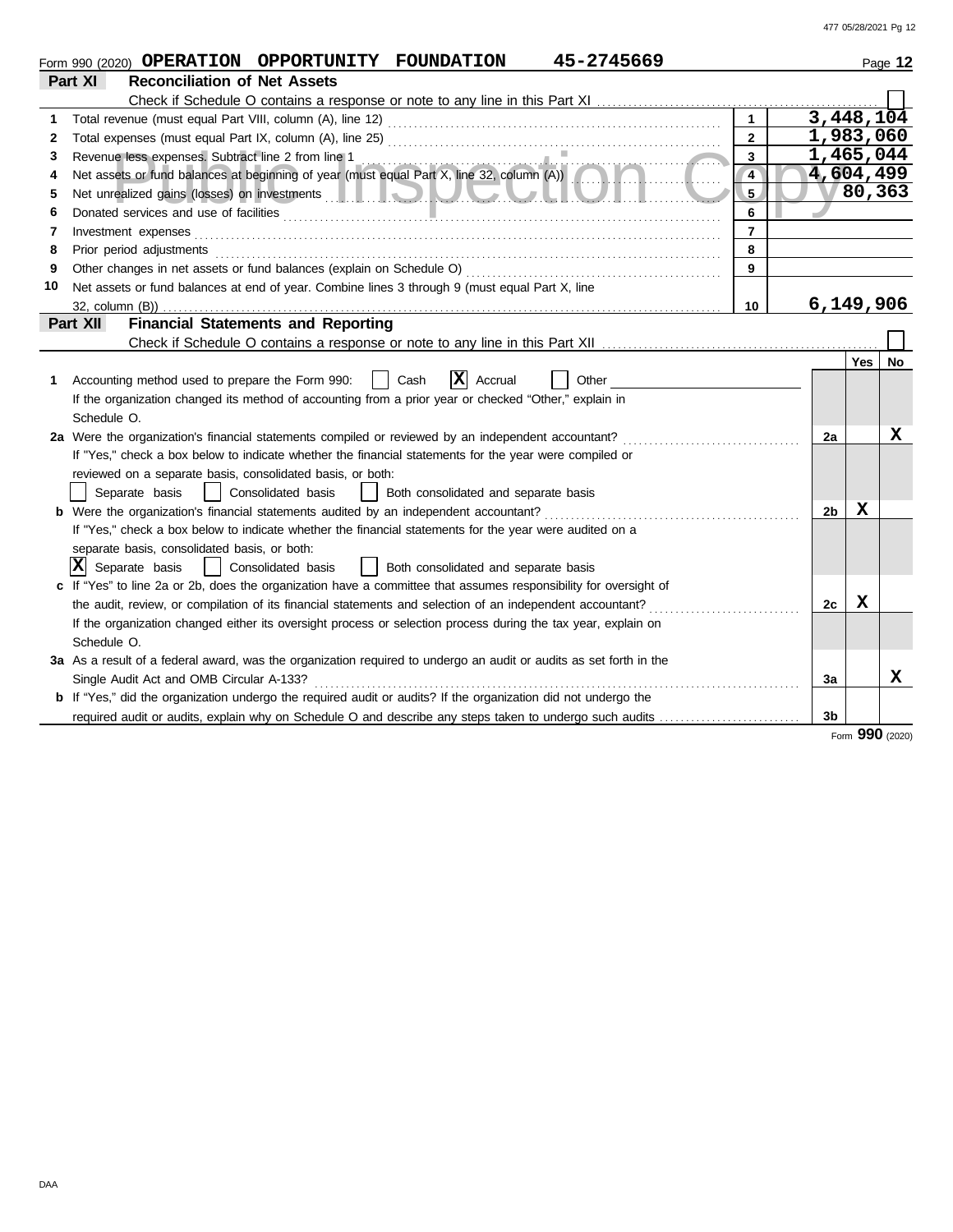Form 990 (2020) **OPERATION OPPORTUNITY FOUNDATION 45-2745669** Page **12**

## Part XI Reconciliation of Net Assets

Check if Schedule O contains a response or note to any line in this Part XI ☐

| | | | |
|---|---|---|---|
| 1 | Total revenue (must equal Part VIII, column (A), line 12) | 1 | 3,448,104 |
| 2 | Total expenses (must equal Part IX, column (A), line 25) | 2 | 1,983,060 |
| 3 | Revenue less expenses. Subtract line 2 from line 1 | 3 | 1,465,044 |
| 4 | Net assets or fund balances at beginning of year (must equal Part X, line 32, column (A)) | 4 | 4,604,499 |
| 5 | Net unrealized gains (losses) on investments | 5 | 80,363 |
| 6 | Donated services and use of facilities | 6 | |
| 7 | Investment expenses | 7 | |
| 8 | Prior period adjustments | 8 | |
| 9 | Other changes in net assets or fund balances (explain on Schedule O) | 9 | |
| 10 | Net assets or fund balances at end of year. Combine lines 3 through 9 (must equal Part X, line 32, column (B)) | 10 | 6,149,906 |

## Part XII Financial Statements and Reporting

Check if Schedule O contains a response or note to any line in this Part XII ☐

| | | | Yes | No |
|---|---|---|---|---|
| 1 | Accounting method used to prepare the Form 990: ☐ Cash ☒ Accrual ☐ Other<br>If the organization changed its method of accounting from a prior year or checked "Other," explain in Schedule O. | | | |
| 2a | Were the organization's financial statements compiled or reviewed by an independent accountant?<br>If "Yes," check a box below to indicate whether the financial statements for the year were compiled or reviewed on a separate basis, consolidated basis, or both:<br>☐ Separate basis ☐ Consolidated basis ☐ Both consolidated and separate basis | 2a | | X |
| b | Were the organization's financial statements audited by an independent accountant?<br>If "Yes," check a box below to indicate whether the financial statements for the year were audited on a separate basis, consolidated basis, or both:<br>☒ Separate basis ☐ Consolidated basis ☐ Both consolidated and separate basis | 2b | X | |
| c | If "Yes" to line 2a or 2b, does the organization have a committee that assumes responsibility for oversight of the audit, review, or compilation of its financial statements and selection of an independent accountant?<br>If the organization changed either its oversight process or selection process during the tax year, explain on Schedule O. | 2c | X | |
| 3a | As a result of a federal award, was the organization required to undergo an audit or audits as set forth in the Single Audit Act and OMB Circular A-133? | 3a | | X |
| b | If "Yes," did the organization undergo the required audit or audits? If the organization did not undergo the required audit or audits, explain why on Schedule O and describe any steps taken to undergo such audits | 3b | | |

Form **990** (2020)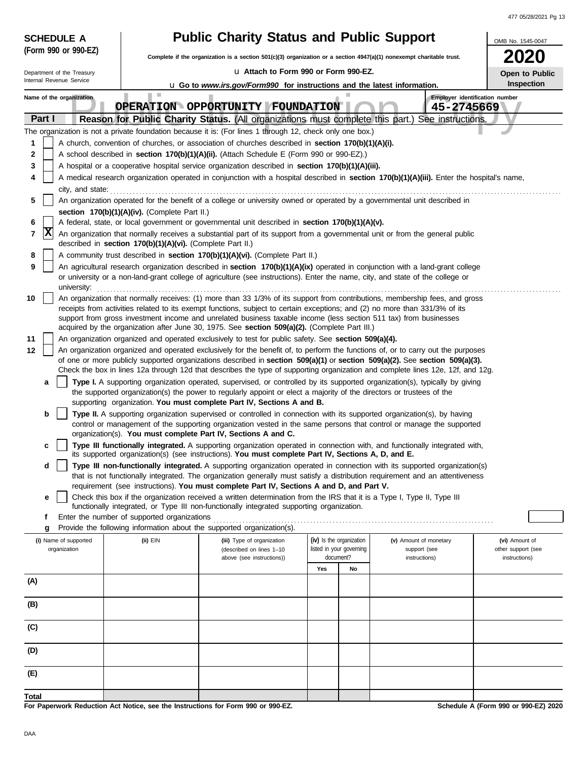**SCHEDULE A (Form 990 or 990-EZ)**

Department of the Treasury
Internal Revenue Service

# Public Charity Status and Public Support

**Complete if the organization is a section 501(c)(3) organization or a section 4947(a)(1) nonexempt charitable trust.**

u Attach to Form 990 or Form 990-EZ.

u Go to *www.irs.gov/Form990* for instructions and the latest information.

OMB No. 1545-0047

**2020**

**Open to Public Inspection**

Name of the organization: **OPERATION OPPORTUNITY FOUNDATION**

Employer identification number: **45-2745669**

## Part I — Reason for Public Charity Status. (All organizations must complete this part.) See instructions.

The organization is not a private foundation because it is: (For lines 1 through 12, check only one box.)

1. [ ] A church, convention of churches, or association of churches described in **section 170(b)(1)(A)(i).**
2. [ ] A school described in **section 170(b)(1)(A)(ii).** (Attach Schedule E (Form 990 or 990-EZ).)
3. [ ] A hospital or a cooperative hospital service organization described in **section 170(b)(1)(A)(iii).**
4. [ ] A medical research organization operated in conjunction with a hospital described in **section 170(b)(1)(A)(iii).** Enter the hospital's name, city, and state:
5. [ ] An organization operated for the benefit of a college or university owned or operated by a governmental unit described in **section 170(b)(1)(A)(iv).** (Complete Part II.)
6. [ ] A federal, state, or local government or governmental unit described in **section 170(b)(1)(A)(v).**
7. [X] An organization that normally receives a substantial part of its support from a governmental unit or from the general public described in **section 170(b)(1)(A)(vi).** (Complete Part II.)
8. [ ] A community trust described in **section 170(b)(1)(A)(vi).** (Complete Part II.)
9. [ ] An agricultural research organization described in **section 170(b)(1)(A)(ix)** operated in conjunction with a land-grant college or university or a non-land-grant college of agriculture (see instructions). Enter the name, city, and state of the college or university:
10. [ ] An organization that normally receives: (1) more than 33 1/3% of its support from contributions, membership fees, and gross receipts from activities related to its exempt functions, subject to certain exceptions; and (2) no more than 331/3% of its support from gross investment income and unrelated business taxable income (less section 511 tax) from businesses acquired by the organization after June 30, 1975. See **section 509(a)(2).** (Complete Part III.)
11. [ ] An organization organized and operated exclusively to test for public safety. See **section 509(a)(4).**
12. [ ] An organization organized and operated exclusively for the benefit of, to perform the functions of, or to carry out the purposes of one or more publicly supported organizations described in **section 509(a)(1)** or **section 509(a)(2).** See **section 509(a)(3).** Check the box in lines 12a through 12d that describes the type of supporting organization and complete lines 12e, 12f, and 12g.
   - **a** [ ] **Type I.** A supporting organization operated, supervised, or controlled by its supported organization(s), typically by giving the supported organization(s) the power to regularly appoint or elect a majority of the directors or trustees of the supporting organization. **You must complete Part IV, Sections A and B.**
   - **b** [ ] **Type II.** A supporting organization supervised or controlled in connection with its supported organization(s), by having control or management of the supporting organization vested in the same persons that control or manage the supported organization(s). **You must complete Part IV, Sections A and C.**
   - **c** [ ] **Type III functionally integrated.** A supporting organization operated in connection with, and functionally integrated with, its supported organization(s) (see instructions). **You must complete Part IV, Sections A, D, and E.**
   - **d** [ ] **Type III non-functionally integrated.** A supporting organization operated in connection with its supported organization(s) that is not functionally integrated. The organization generally must satisfy a distribution requirement and an attentiveness requirement (see instructions). **You must complete Part IV, Sections A and D, and Part V.**
   - **e** [ ] Check this box if the organization received a written determination from the IRS that it is a Type I, Type II, Type III functionally integrated, or Type III non-functionally integrated supporting organization.
   - **f** Enter the number of supported organizations
   - **g** Provide the following information about the supported organization(s).

| (i) Name of supported organization | (ii) EIN | (iii) Type of organization (described on lines 1–10 above (see instructions)) | (iv) Is the organization listed in your governing document? Yes | No | (v) Amount of monetary support (see instructions) | (vi) Amount of other support (see instructions) |
|---|---|---|---|---|---|---|
| (A) | | | | | | |
| (B) | | | | | | |
| (C) | | | | | | |
| (D) | | | | | | |
| (E) | | | | | | |
| **Total** | | | | | | |

**For Paperwork Reduction Act Notice, see the Instructions for Form 990 or 990-EZ.**

**Schedule A (Form 990 or 990-EZ) 2020**

DAA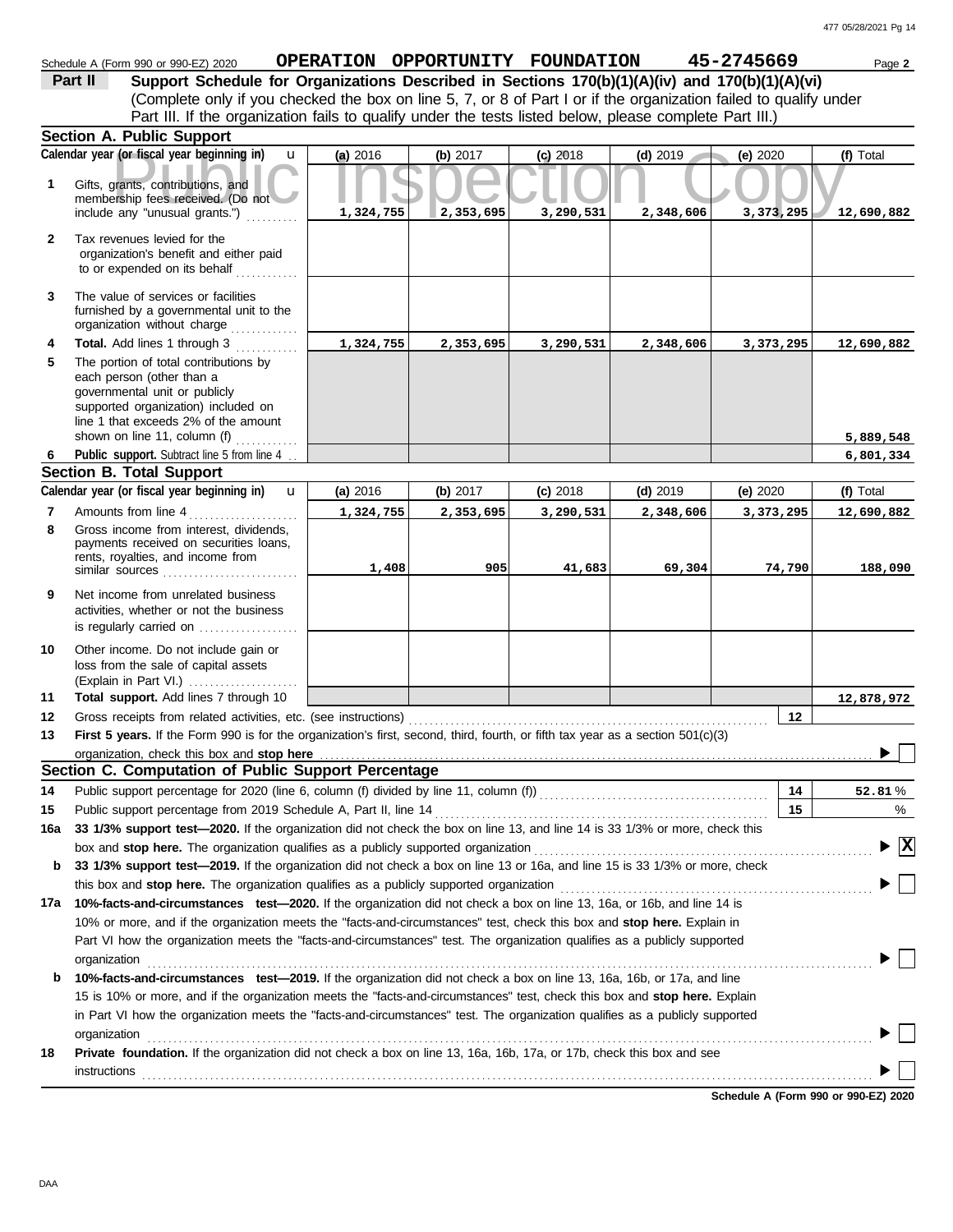Schedule A (Form 990 or 990-EZ) 2020 **OPERATION OPPORTUNITY FOUNDATION** **45-2745669** Page **2**

## Part II Support Schedule for Organizations Described in Sections 170(b)(1)(A)(iv) and 170(b)(1)(A)(vi)

(Complete only if you checked the box on line 5, 7, or 8 of Part I or if the organization failed to qualify under Part III. If the organization fails to qualify under the tests listed below, please complete Part III.)

### Section A. Public Support

| | Calendar year (or fiscal year beginning in) | (a) 2016 | (b) 2017 | (c) 2018 | (d) 2019 | (e) 2020 | (f) Total |
|---|---|---|---|---|---|---|---|
| 1 | Gifts, grants, contributions, and membership fees received. (Do not include any "unusual grants.") | 1,324,755 | 2,353,695 | 3,290,531 | 2,348,606 | 3,373,295 | 12,690,882 |
| 2 | Tax revenues levied for the organization's benefit and either paid to or expended on its behalf | | | | | | |
| 3 | The value of services or facilities furnished by a governmental unit to the organization without charge | | | | | | |
| 4 | **Total.** Add lines 1 through 3 | 1,324,755 | 2,353,695 | 3,290,531 | 2,348,606 | 3,373,295 | 12,690,882 |
| 5 | The portion of total contributions by each person (other than a governmental unit or publicly supported organization) included on line 1 that exceeds 2% of the amount shown on line 11, column (f) | | | | | | 5,889,548 |
| 6 | **Public support.** Subtract line 5 from line 4 | | | | | | 6,801,334 |

### Section B. Total Support

| | Calendar year (or fiscal year beginning in) | (a) 2016 | (b) 2017 | (c) 2018 | (d) 2019 | (e) 2020 | (f) Total |
|---|---|---|---|---|---|---|---|
| 7 | Amounts from line 4 | 1,324,755 | 2,353,695 | 3,290,531 | 2,348,606 | 3,373,295 | 12,690,882 |
| 8 | Gross income from interest, dividends, payments received on securities loans, rents, royalties, and income from similar sources | 1,408 | 905 | 41,683 | 69,304 | 74,790 | 188,090 |
| 9 | Net income from unrelated business activities, whether or not the business is regularly carried on | | | | | | |
| 10 | Other income. Do not include gain or loss from the sale of capital assets (Explain in Part VI.) | | | | | | |
| 11 | **Total support.** Add lines 7 through 10 | | | | | | 12,878,972 |

12 Gross receipts from related activities, etc. (see instructions) | 12 |

13 **First 5 years.** If the Form 990 is for the organization's first, second, third, fourth, or fifth tax year as a section 501(c)(3) organization, check this box and **stop here** ☐

### Section C. Computation of Public Support Percentage

14 Public support percentage for 2020 (line 6, column (f) divided by line 11, column (f)) | 14 | **52.81** %

15 Public support percentage from 2019 Schedule A, Part II, line 14 | 15 | %

16a **33 1/3% support test—2020.** If the organization did not check the box on line 13, and line 14 is 33 1/3% or more, check this box and **stop here.** The organization qualifies as a publicly supported organization ☒

b **33 1/3% support test—2019.** If the organization did not check a box on line 13 or 16a, and line 15 is 33 1/3% or more, check this box and **stop here.** The organization qualifies as a publicly supported organization ☐

17a **10%-facts-and-circumstances test—2020.** If the organization did not check a box on line 13, 16a, or 16b, and line 14 is 10% or more, and if the organization meets the "facts-and-circumstances" test, check this box and **stop here.** Explain in Part VI how the organization meets the "facts-and-circumstances" test. The organization qualifies as a publicly supported organization ☐

b **10%-facts-and-circumstances test—2019.** If the organization did not check a box on line 13, 16a, 16b, or 17a, and line 15 is 10% or more, and if the organization meets the "facts-and-circumstances" test, check this box and **stop here.** Explain in Part VI how the organization meets the "facts-and-circumstances" test. The organization qualifies as a publicly supported organization ☐

18 **Private foundation.** If the organization did not check a box on line 13, 16a, 16b, 17a, or 17b, check this box and see instructions ☐

**Schedule A (Form 990 or 990-EZ) 2020**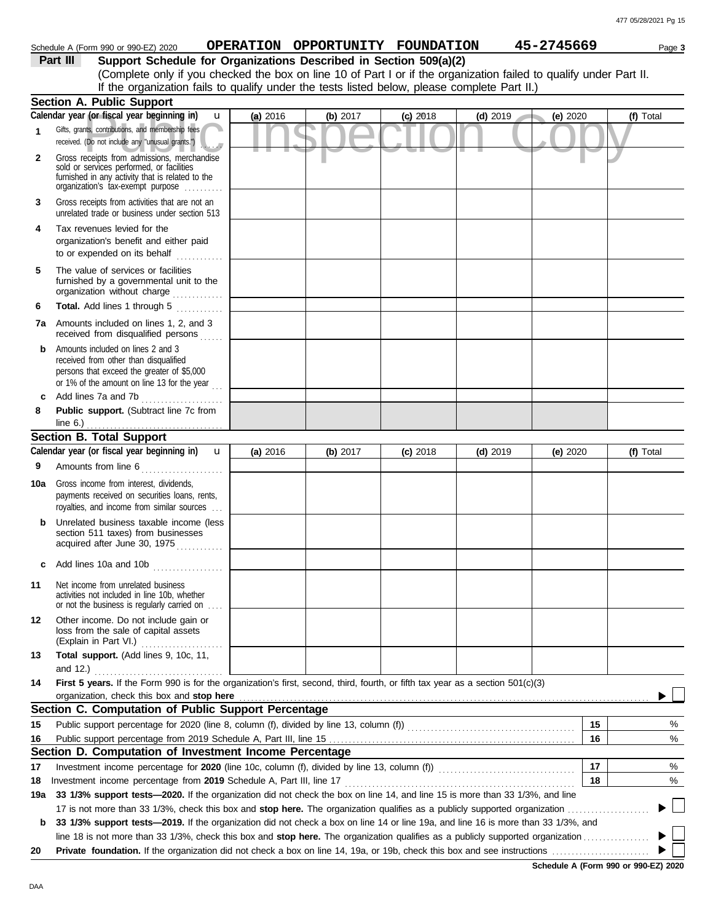Schedule A (Form 990 or 990-EZ) 2020 **OPERATION OPPORTUNITY FOUNDATION** **45-2745669** Page **3**

**Part III** **Support Schedule for Organizations Described in Section 509(a)(2)**

(Complete only if you checked the box on line 10 of Part I or if the organization failed to qualify under Part II. If the organization fails to qualify under the tests listed below, please complete Part II.)

## Section A. Public Support

| Calendar year (or fiscal year beginning in) | (a) 2016 | (b) 2017 | (c) 2018 | (d) 2019 | (e) 2020 | (f) Total |
|---|---|---|---|---|---|---|
| **1** Gifts, grants, contributions, and membership fees received. (Do not include any "unusual grants.") | | | | | | |
| **2** Gross receipts from admissions, merchandise sold or services performed, or facilities furnished in any activity that is related to the organization's tax-exempt purpose | | | | | | |
| **3** Gross receipts from activities that are not an unrelated trade or business under section 513 | | | | | | |
| **4** Tax revenues levied for the organization's benefit and either paid to or expended on its behalf | | | | | | |
| **5** The value of services or facilities furnished by a governmental unit to the organization without charge | | | | | | |
| **6** **Total.** Add lines 1 through 5 | | | | | | |
| **7a** Amounts included on lines 1, 2, and 3 received from disqualified persons | | | | | | |
| **b** Amounts included on lines 2 and 3 received from other than disqualified persons that exceed the greater of $5,000 or 1% of the amount on line 13 for the year | | | | | | |
| **c** Add lines 7a and 7b | | | | | | |
| **8** **Public support.** (Subtract line 7c from line 6.) | | | | | | |

## Section B. Total Support

| Calendar year (or fiscal year beginning in) | (a) 2016 | (b) 2017 | (c) 2018 | (d) 2019 | (e) 2020 | (f) Total |
|---|---|---|---|---|---|---|
| **9** Amounts from line 6 | | | | | | |
| **10a** Gross income from interest, dividends, payments received on securities loans, rents, royalties, and income from similar sources | | | | | | |
| **b** Unrelated business taxable income (less section 511 taxes) from businesses acquired after June 30, 1975 | | | | | | |
| **c** Add lines 10a and 10b | | | | | | |
| **11** Net income from unrelated business activities not included in line 10b, whether or not the business is regularly carried on | | | | | | |
| **12** Other income. Do not include gain or loss from the sale of capital assets (Explain in Part VI.) | | | | | | |
| **13** **Total support.** (Add lines 9, 10c, 11, and 12.) | | | | | | |

**14** **First 5 years.** If the Form 990 is for the organization's first, second, third, fourth, or fifth tax year as a section 501(c)(3) organization, check this box and **stop here** ☐

## Section C. Computation of Public Support Percentage

| | | | |
|---|---|---|---|
| **15** | Public support percentage for 2020 (line 8, column (f), divided by line 13, column (f)) | **15** | % |
| **16** | Public support percentage from 2019 Schedule A, Part III, line 15 | **16** | % |

## Section D. Computation of Investment Income Percentage

| | | | |
|---|---|---|---|
| **17** | Investment income percentage for **2020** (line 10c, column (f), divided by line 13, column (f)) | **17** | % |
| **18** | Investment income percentage from **2019** Schedule A, Part III, line 17 | **18** | % |

**19a** **33 1/3% support tests—2020.** If the organization did not check the box on line 14, and line 15 is more than 33 1/3%, and line 17 is not more than 33 1/3%, check this box and **stop here.** The organization qualifies as a publicly supported organization ☐

**b** **33 1/3% support tests—2019.** If the organization did not check a box on line 14 or line 19a, and line 16 is more than 33 1/3%, and line 18 is not more than 33 1/3%, check this box and **stop here.** The organization qualifies as a publicly supported organization ☐

**20** **Private foundation.** If the organization did not check a box on line 14, 19a, or 19b, check this box and see instructions ☐

**Schedule A (Form 990 or 990-EZ) 2020**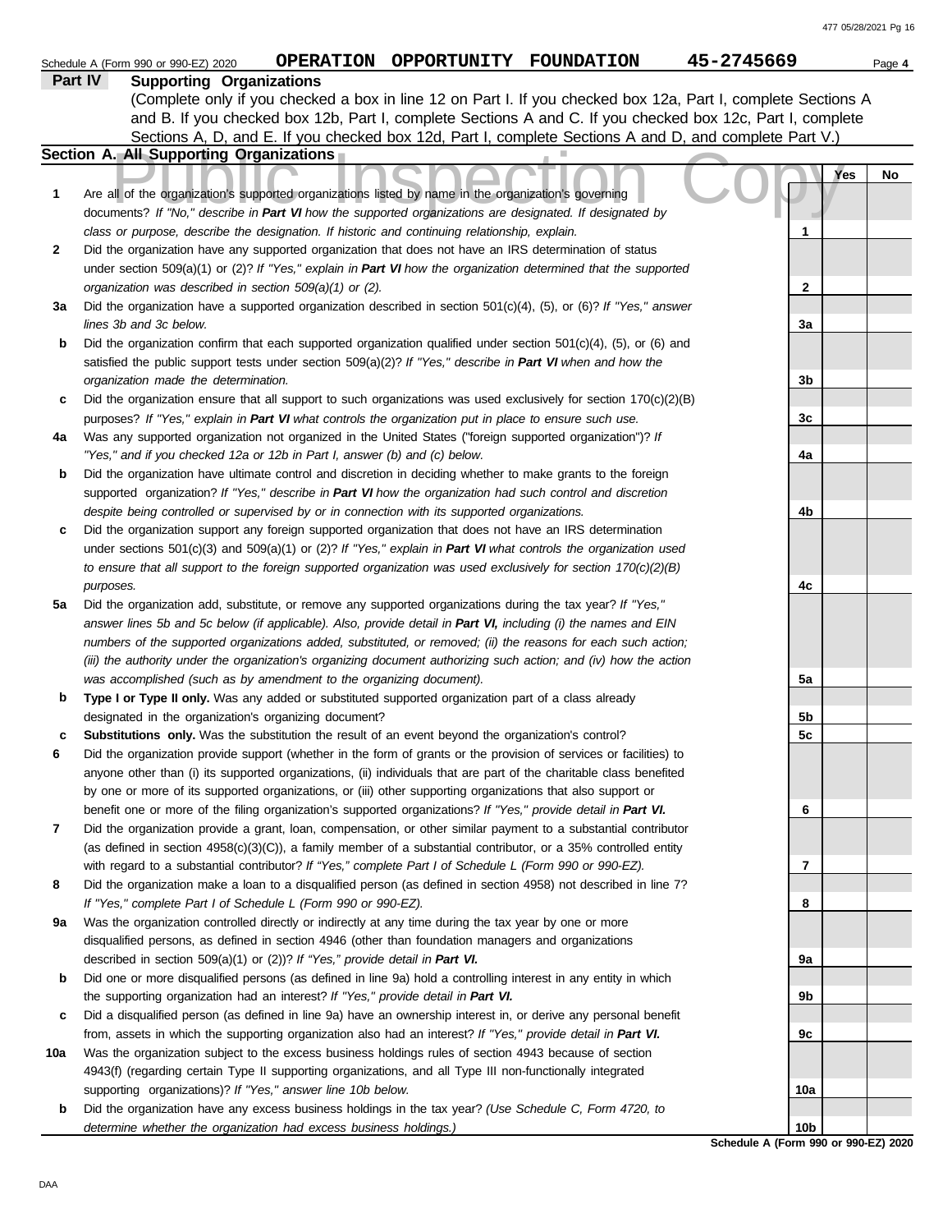Schedule A (Form 990 or 990-EZ) 2020 **OPERATION OPPORTUNITY FOUNDATION** **45-2745669** Page **4**

## Part IV Supporting Organizations

(Complete only if you checked a box in line 12 on Part I. If you checked box 12a, Part I, complete Sections A and B. If you checked box 12b, Part I, complete Sections A and C. If you checked box 12c, Part I, complete Sections A, D, and E. If you checked box 12d, Part I, complete Sections A and D, and complete Part V.)

### Section A. All Supporting Organizations

Public Inspection Copy

| | | | Yes | No |
|---|---|---|---|---|
| **1** | Are all of the organization's supported organizations listed by name in the organization's governing documents? *If "No," describe in **Part VI** how the supported organizations are designated. If designated by class or purpose, describe the designation. If historic and continuing relationship, explain.* | **1** | | |
| **2** | Did the organization have any supported organization that does not have an IRS determination of status under section 509(a)(1) or (2)? *If "Yes," explain in **Part VI** how the organization determined that the supported organization was described in section 509(a)(1) or (2).* | **2** | | |
| **3a** | Did the organization have a supported organization described in section 501(c)(4), (5), or (6)? *If "Yes," answer lines 3b and 3c below.* | **3a** | | |
| **b** | Did the organization confirm that each supported organization qualified under section 501(c)(4), (5), or (6) and satisfied the public support tests under section 509(a)(2)? *If "Yes," describe in **Part VI** when and how the organization made the determination.* | **3b** | | |
| **c** | Did the organization ensure that all support to such organizations was used exclusively for section 170(c)(2)(B) purposes? *If "Yes," explain in **Part VI** what controls the organization put in place to ensure such use.* | **3c** | | |
| **4a** | Was any supported organization not organized in the United States ("foreign supported organization")? *If "Yes," and if you checked 12a or 12b in Part I, answer (b) and (c) below.* | **4a** | | |
| **b** | Did the organization have ultimate control and discretion in deciding whether to make grants to the foreign supported organization? *If "Yes," describe in **Part VI** how the organization had such control and discretion despite being controlled or supervised by or in connection with its supported organizations.* | **4b** | | |
| **c** | Did the organization support any foreign supported organization that does not have an IRS determination under sections 501(c)(3) and 509(a)(1) or (2)? *If "Yes," explain in **Part VI** what controls the organization used to ensure that all support to the foreign supported organization was used exclusively for section 170(c)(2)(B) purposes.* | **4c** | | |
| **5a** | Did the organization add, substitute, or remove any supported organizations during the tax year? *If "Yes," answer lines 5b and 5c below (if applicable). Also, provide detail in **Part VI,** including (i) the names and EIN numbers of the supported organizations added, substituted, or removed; (ii) the reasons for each such action; (iii) the authority under the organization's organizing document authorizing such action; and (iv) how the action was accomplished (such as by amendment to the organizing document).* | **5a** | | |
| **b** | **Type I or Type II only.** Was any added or substituted supported organization part of a class already designated in the organization's organizing document? | **5b** | | |
| **c** | **Substitutions only.** Was the substitution the result of an event beyond the organization's control? | **5c** | | |
| **6** | Did the organization provide support (whether in the form of grants or the provision of services or facilities) to anyone other than (i) its supported organizations, (ii) individuals that are part of the charitable class benefited by one or more of its supported organizations, or (iii) other supporting organizations that also support or benefit one or more of the filing organization's supported organizations? *If "Yes," provide detail in **Part VI.*** | **6** | | |
| **7** | Did the organization provide a grant, loan, compensation, or other similar payment to a substantial contributor (as defined in section 4958(c)(3)(C)), a family member of a substantial contributor, or a 35% controlled entity with regard to a substantial contributor? *If "Yes," complete Part I of Schedule L (Form 990 or 990-EZ).* | **7** | | |
| **8** | Did the organization make a loan to a disqualified person (as defined in section 4958) not described in line 7? *If "Yes," complete Part I of Schedule L (Form 990 or 990-EZ).* | **8** | | |
| **9a** | Was the organization controlled directly or indirectly at any time during the tax year by one or more disqualified persons, as defined in section 4946 (other than foundation managers and organizations described in section 509(a)(1) or (2))? *If "Yes," provide detail in **Part VI.*** | **9a** | | |
| **b** | Did one or more disqualified persons (as defined in line 9a) hold a controlling interest in any entity in which the supporting organization had an interest? *If "Yes," provide detail in **Part VI.*** | **9b** | | |
| **c** | Did a disqualified person (as defined in line 9a) have an ownership interest in, or derive any personal benefit from, assets in which the supporting organization also had an interest? *If "Yes," provide detail in **Part VI.*** | **9c** | | |
| **10a** | Was the organization subject to the excess business holdings rules of section 4943 because of section 4943(f) (regarding certain Type II supporting organizations, and all Type III non-functionally integrated supporting organizations)? *If "Yes," answer line 10b below.* | **10a** | | |
| **b** | Did the organization have any excess business holdings in the tax year? *(Use Schedule C, Form 4720, to determine whether the organization had excess business holdings.)* | **10b** | | |

**Schedule A (Form 990 or 990-EZ) 2020**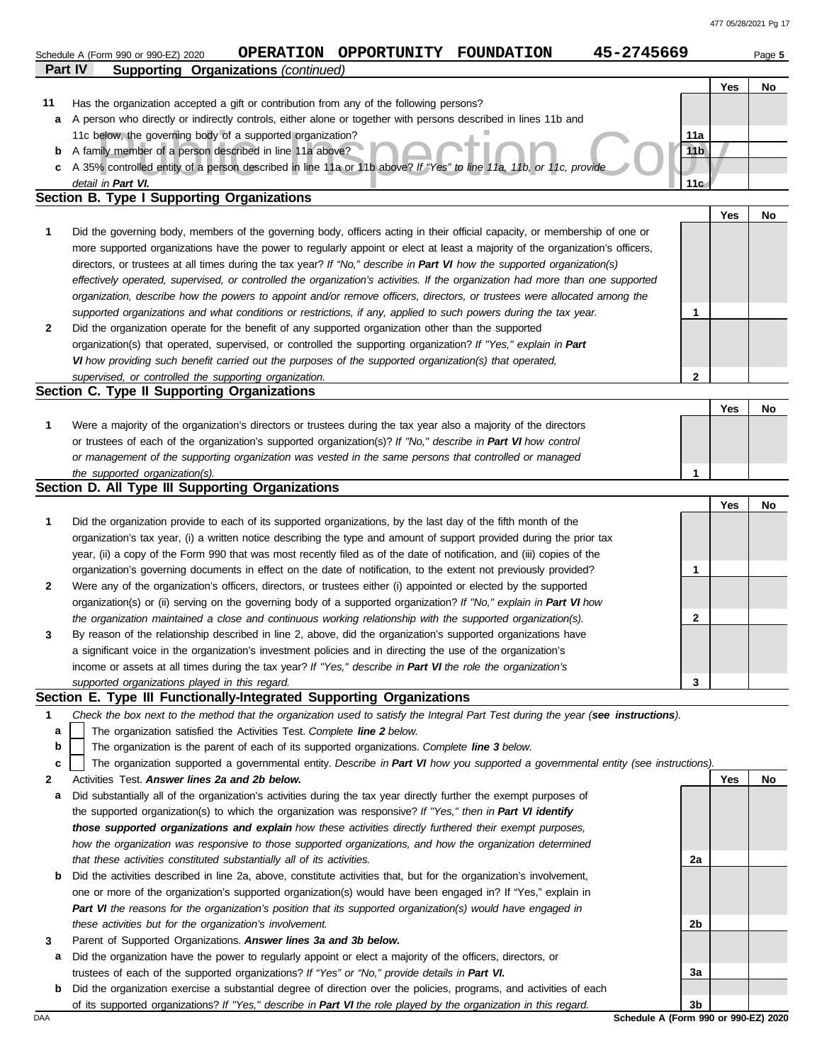Schedule A (Form 990 or 990-EZ) 2020 **OPERATION OPPORTUNITY FOUNDATION 45-2745669** Page **5**

**Part IV Supporting Organizations** *(continued)*

| | | | Yes | No |
|---|---|---|---|---|
| **11** | Has the organization accepted a gift or contribution from any of the following persons? | | | |
| **a** | A person who directly or indirectly controls, either alone or together with persons described in lines 11b and 11c below, the governing body of a supported organization? | 11a | | |
| **b** | A family member of a person described in line 11a above? | 11b | | |
| **c** | A 35% controlled entity of a person described in line 11a or 11b above? *If "Yes" to line 11a, 11b, or 11c, provide detail in* ***Part VI.*** | 11c | | |

**Section B. Type I Supporting Organizations**

| | | | Yes | No |
|---|---|---|---|---|
| **1** | Did the governing body, members of the governing body, officers acting in their official capacity, or membership of one or more supported organizations have the power to regularly appoint or elect at least a majority of the organization's officers, directors, or trustees at all times during the tax year? *If "No," describe in* ***Part VI*** *how the supported organization(s) effectively operated, supervised, or controlled the organization's activities. If the organization had more than one supported organization, describe how the powers to appoint and/or remove officers, directors, or trustees were allocated among the supported organizations and what conditions or restrictions, if any, applied to such powers during the tax year.* | 1 | | |
| **2** | Did the organization operate for the benefit of any supported organization other than the supported organization(s) that operated, supervised, or controlled the supporting organization? *If "Yes," explain in* ***Part VI*** *how providing such benefit carried out the purposes of the supported organization(s) that operated, supervised, or controlled the supporting organization.* | 2 | | |

**Section C. Type II Supporting Organizations**

| | | | Yes | No |
|---|---|---|---|---|
| **1** | Were a majority of the organization's directors or trustees during the tax year also a majority of the directors or trustees of each of the organization's supported organization(s)? *If "No," describe in* ***Part VI*** *how control or management of the supporting organization was vested in the same persons that controlled or managed the supported organization(s).* | 1 | | |

**Section D. All Type III Supporting Organizations**

| | | | Yes | No |
|---|---|---|---|---|
| **1** | Did the organization provide to each of its supported organizations, by the last day of the fifth month of the organization's tax year, (i) a written notice describing the type and amount of support provided during the prior tax year, (ii) a copy of the Form 990 that was most recently filed as of the date of notification, and (iii) copies of the organization's governing documents in effect on the date of notification, to the extent not previously provided? | 1 | | |
| **2** | Were any of the organization's officers, directors, or trustees either (i) appointed or elected by the supported organization(s) or (ii) serving on the governing body of a supported organization? *If "No," explain in* ***Part VI*** *how the organization maintained a close and continuous working relationship with the supported organization(s).* | 2 | | |
| **3** | By reason of the relationship described in line 2, above, did the organization's supported organizations have a significant voice in the organization's investment policies and in directing the use of the organization's income or assets at all times during the tax year? *If "Yes," describe in* ***Part VI*** *the role the organization's supported organizations played in this regard.* | 3 | | |

**Section E. Type III Functionally-Integrated Supporting Organizations**

**1** *Check the box next to the method that the organization used to satisfy the Integral Part Test during the year (****see instructions****).*

- **a** ☐ The organization satisfied the Activities Test. *Complete* ***line 2*** *below.*
- **b** ☐ The organization is the parent of each of its supported organizations. *Complete* ***line 3*** *below.*
- **c** ☐ The organization supported a governmental entity. *Describe in* ***Part VI*** *how you supported a governmental entity (see instructions).*

| | | | Yes | No |
|---|---|---|---|---|
| **2** | Activities Test. ***Answer lines 2a and 2b below.*** | | | |
| **a** | Did substantially all of the organization's activities during the tax year directly further the exempt purposes of the supported organization(s) to which the organization was responsive? *If "Yes," then in* ***Part VI identify those supported organizations and explain*** *how these activities directly furthered their exempt purposes, how the organization was responsive to those supported organizations, and how the organization determined that these activities constituted substantially all of its activities.* | 2a | | |
| **b** | Did the activities described in line 2a, above, constitute activities that, but for the organization's involvement, one or more of the organization's supported organization(s) would have been engaged in? If "Yes," explain in ***Part VI*** *the reasons for the organization's position that its supported organization(s) would have engaged in these activities but for the organization's involvement.* | 2b | | |
| **3** | Parent of Supported Organizations. ***Answer lines 3a and 3b below.*** | | | |
| **a** | Did the organization have the power to regularly appoint or elect a majority of the officers, directors, or trustees of each of the supported organizations? *If "Yes" or "No," provide details in* ***Part VI.*** | 3a | | |
| **b** | Did the organization exercise a substantial degree of direction over the policies, programs, and activities of each of its supported organizations? *If "Yes," describe in* ***Part VI*** *the role played by the organization in this regard.* | 3b | | |

DAA **Schedule A (Form 990 or 990-EZ) 2020**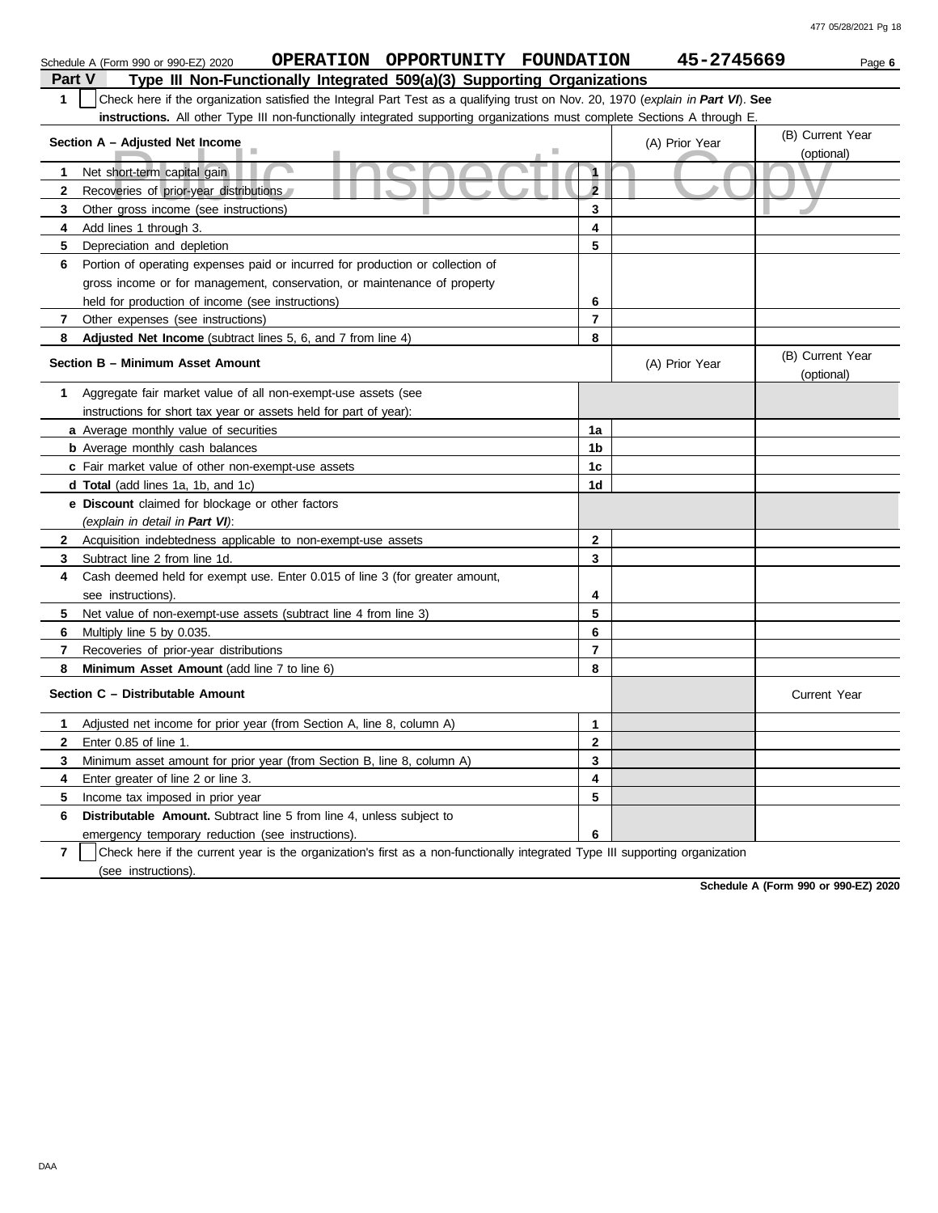Schedule A (Form 990 or 990-EZ) 2020 **OPERATION OPPORTUNITY FOUNDATION** **45-2745669** Page **6**

## Part V Type III Non-Functionally Integrated 509(a)(3) Supporting Organizations

**1** ☐ Check here if the organization satisfied the Integral Part Test as a qualifying trust on Nov. 20, 1970 (*explain in **Part VI***). **See instructions.** All other Type III non-functionally integrated supporting organizations must complete Sections A through E.

| Section A – Adjusted Net Income | | (A) Prior Year | (B) Current Year (optional) |
|---|---|---|---|
| **1** Net short-term capital gain | 1 | | |
| **2** Recoveries of prior-year distributions | 2 | | |
| **3** Other gross income (see instructions) | 3 | | |
| **4** Add lines 1 through 3. | 4 | | |
| **5** Depreciation and depletion | 5 | | |
| **6** Portion of operating expenses paid or incurred for production or collection of gross income or for management, conservation, or maintenance of property held for production of income (see instructions) | 6 | | |
| **7** Other expenses (see instructions) | 7 | | |
| **8** **Adjusted Net Income** (subtract lines 5, 6, and 7 from line 4) | 8 | | |

| Section B – Minimum Asset Amount | | (A) Prior Year | (B) Current Year (optional) |
|---|---|---|---|
| **1** Aggregate fair market value of all non-exempt-use assets (see instructions for short tax year or assets held for part of year): | | | |
| **a** Average monthly value of securities | 1a | | |
| **b** Average monthly cash balances | 1b | | |
| **c** Fair market value of other non-exempt-use assets | 1c | | |
| **d** **Total** (add lines 1a, 1b, and 1c) | 1d | | |
| **e** **Discount** claimed for blockage or other factors (*explain in detail in **Part VI***): | | | |
| **2** Acquisition indebtedness applicable to non-exempt-use assets | 2 | | |
| **3** Subtract line 2 from line 1d. | 3 | | |
| **4** Cash deemed held for exempt use. Enter 0.015 of line 3 (for greater amount, see instructions). | 4 | | |
| **5** Net value of non-exempt-use assets (subtract line 4 from line 3) | 5 | | |
| **6** Multiply line 5 by 0.035. | 6 | | |
| **7** Recoveries of prior-year distributions | 7 | | |
| **8** **Minimum Asset Amount** (add line 7 to line 6) | 8 | | |

| Section C – Distributable Amount | | | Current Year |
|---|---|---|---|
| **1** Adjusted net income for prior year (from Section A, line 8, column A) | 1 | | |
| **2** Enter 0.85 of line 1. | 2 | | |
| **3** Minimum asset amount for prior year (from Section B, line 8, column A) | 3 | | |
| **4** Enter greater of line 2 or line 3. | 4 | | |
| **5** Income tax imposed in prior year | 5 | | |
| **6** **Distributable Amount.** Subtract line 5 from line 4, unless subject to emergency temporary reduction (see instructions). | 6 | | |

**7** ☐ Check here if the current year is the organization's first as a non-functionally integrated Type III supporting organization (see instructions).

**Schedule A (Form 990 or 990-EZ) 2020**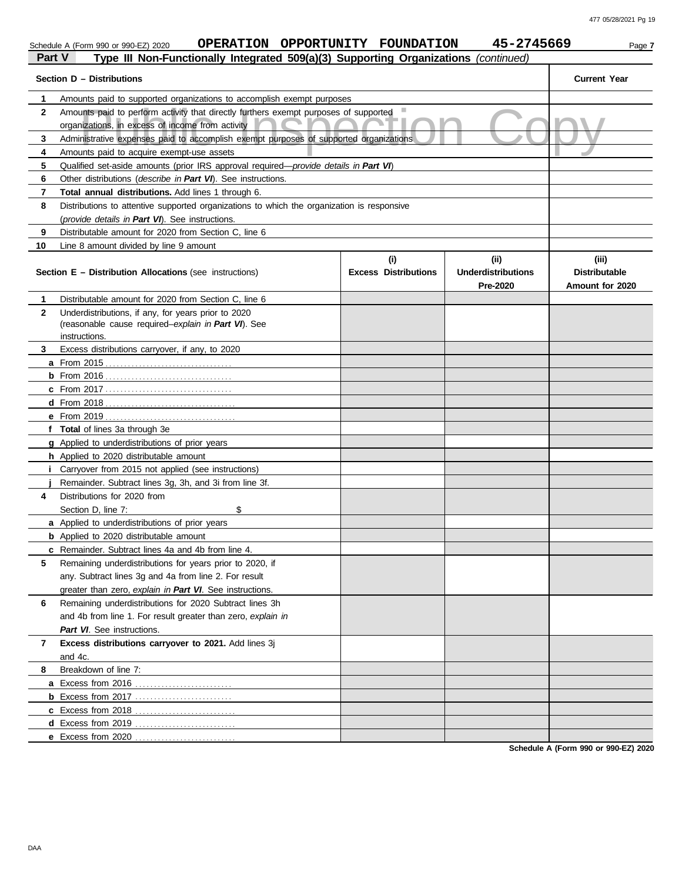Schedule A (Form 990 or 990-EZ) 2020 **OPERATION OPPORTUNITY FOUNDATION 45-2745669** Page **7**

## Part V Type III Non-Functionally Integrated 509(a)(3) Supporting Organizations *(continued)*

| Section D – Distributions | | Current Year |
|---|---|---|
| 1 | Amounts paid to supported organizations to accomplish exempt purposes | |
| 2 | Amounts paid to perform activity that directly furthers exempt purposes of supported organizations, in excess of income from activity | |
| 3 | Administrative expenses paid to accomplish exempt purposes of supported organizations | |
| 4 | Amounts paid to acquire exempt-use assets | |
| 5 | Qualified set-aside amounts (prior IRS approval required—*provide details in* ***Part VI***) | |
| 6 | Other distributions (*describe in* ***Part VI***). See instructions. | |
| 7 | **Total annual distributions.** Add lines 1 through 6. | |
| 8 | Distributions to attentive supported organizations to which the organization is responsive (*provide details in* ***Part VI***). See instructions. | |
| 9 | Distributable amount for 2020 from Section C, line 6 | |
| 10 | Line 8 amount divided by line 9 amount | |

| Section E – Distribution Allocations (see instructions) | (i) Excess Distributions | (ii) Underdistributions Pre-2020 | (iii) Distributable Amount for 2020 |
|---|---|---|---|
| **1** Distributable amount for 2020 from Section C, line 6 | | | |
| **2** Underdistributions, if any, for years prior to 2020 (reasonable cause required–*explain in* ***Part VI***). See instructions. | | | |
| **3** Excess distributions carryover, if any, to 2020 | | | |
| **a** From 2015 | | | |
| **b** From 2016 | | | |
| **c** From 2017 | | | |
| **d** From 2018 | | | |
| **e** From 2019 | | | |
| **f** **Total** of lines 3a through 3e | | | |
| **g** Applied to underdistributions of prior years | | | |
| **h** Applied to 2020 distributable amount | | | |
| **i** Carryover from 2015 not applied (see instructions) | | | |
| **j** Remainder. Subtract lines 3g, 3h, and 3i from line 3f. | | | |
| **4** Distributions for 2020 from Section D, line 7: $ | | | |
| **a** Applied to underdistributions of prior years | | | |
| **b** Applied to 2020 distributable amount | | | |
| **c** Remainder. Subtract lines 4a and 4b from line 4. | | | |
| **5** Remaining underdistributions for years prior to 2020, if any. Subtract lines 3g and 4a from line 2. For result greater than zero, *explain in* ***Part VI***. See instructions. | | | |
| **6** Remaining underdistributions for 2020 Subtract lines 3h and 4b from line 1. For result greater than zero, *explain in* ***Part VI***. See instructions. | | | |
| **7** **Excess distributions carryover to 2021.** Add lines 3j and 4c. | | | |
| **8** Breakdown of line 7: | | | |
| **a** Excess from 2016 | | | |
| **b** Excess from 2017 | | | |
| **c** Excess from 2018 | | | |
| **d** Excess from 2019 | | | |
| **e** Excess from 2020 | | | |

**Schedule A (Form 990 or 990-EZ) 2020**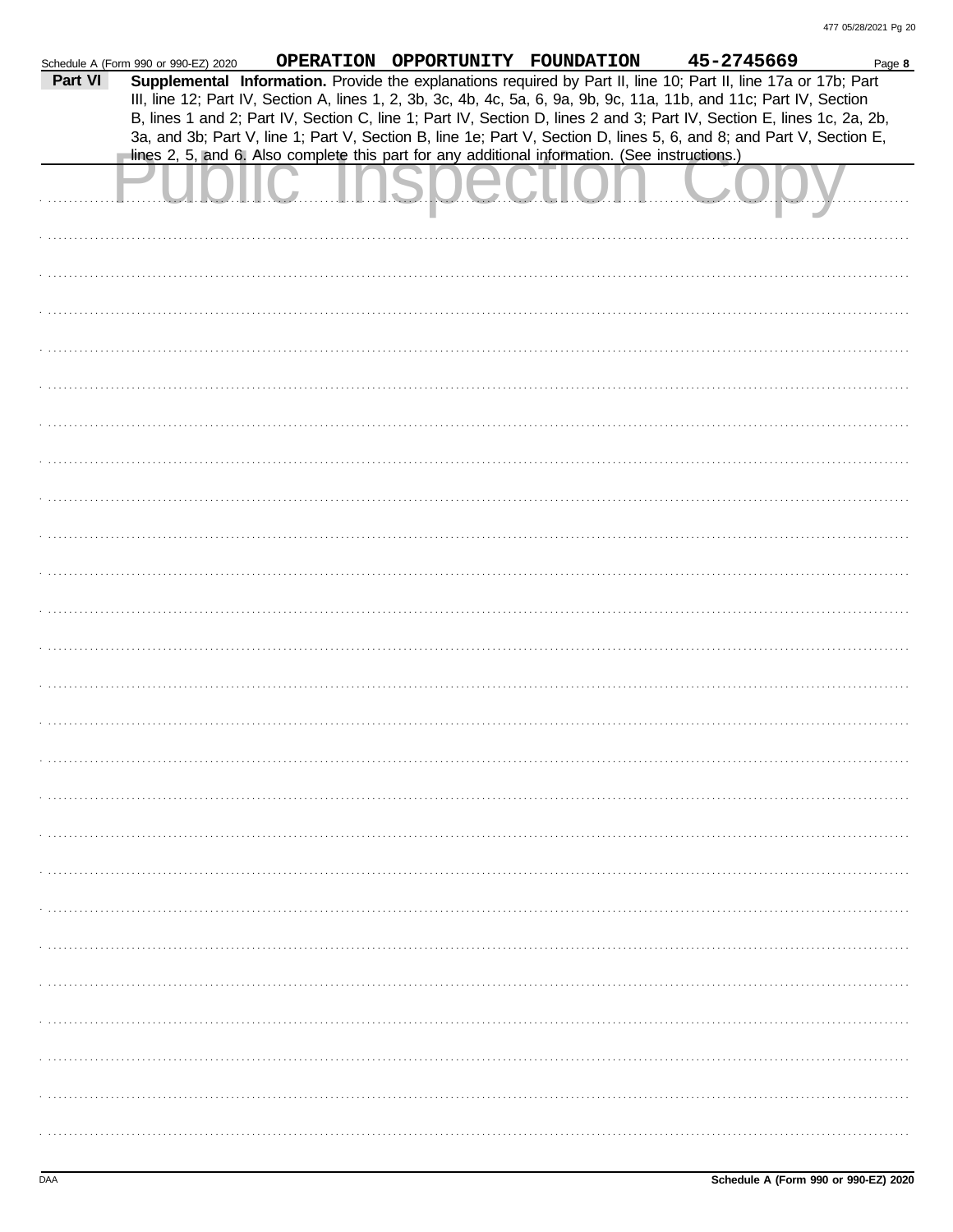Schedule A (Form 990 or 990-EZ) 2020 **OPERATION OPPORTUNITY FOUNDATION** **45-2745669** Page **8**

**Part VI** **Supplemental Information.** Provide the explanations required by Part II, line 10; Part II, line 17a or 17b; Part III, line 12; Part IV, Section A, lines 1, 2, 3b, 3c, 4b, 4c, 5a, 6, 9a, 9b, 9c, 11a, 11b, and 11c; Part IV, Section B, lines 1 and 2; Part IV, Section C, line 1; Part IV, Section D, lines 2 and 3; Part IV, Section E, lines 1c, 2a, 2b, 3a, and 3b; Part V, line 1; Part V, Section B, line 1e; Part V, Section D, lines 5, 6, and 8; and Part V, Section E, lines 2, 5, and 6. Also complete this part for any additional information. (See instructions.)

Public Inspection Copy

DAA **Schedule A (Form 990 or 990-EZ) 2020**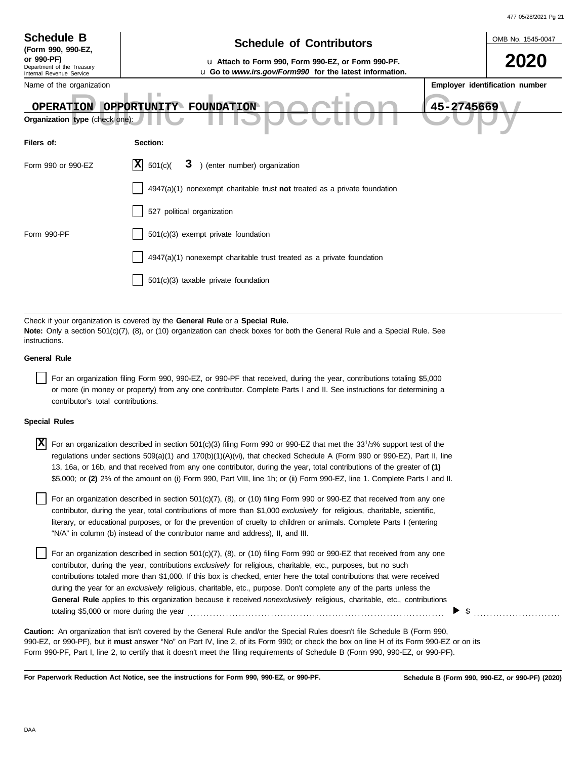**Schedule B**
**(Form 990, 990-EZ, or 990-PF)**
Department of the Treasury
Internal Revenue Service

# Schedule of Contributors

u **Attach to Form 990, Form 990-EZ, or Form 990-PF.**
u **Go to *www.irs.gov/Form990* for the latest information.**

OMB No. 1545-0047

**2020**

| Name of the organization | **Employer identification number** |
|---|---|
| OPERATION OPPORTUNITY FOUNDATION | 45-2745669 |

**Organization type** (check one):

| **Filers of:** | **Section:** |
|---|---|
| Form 990 or 990-EZ | [X] 501(c)( 3 ) (enter number) organization |
| | [ ] 4947(a)(1) nonexempt charitable trust **not** treated as a private foundation |
| | [ ] 527 political organization |
| Form 990-PF | [ ] 501(c)(3) exempt private foundation |
| | [ ] 4947(a)(1) nonexempt charitable trust treated as a private foundation |
| | [ ] 501(c)(3) taxable private foundation |

Check if your organization is covered by the **General Rule** or a **Special Rule.**
**Note:** Only a section 501(c)(7), (8), or (10) organization can check boxes for both the General Rule and a Special Rule. See instructions.

**General Rule**

[ ] For an organization filing Form 990, 990-EZ, or 990-PF that received, during the year, contributions totaling $5,000 or more (in money or property) from any one contributor. Complete Parts I and II. See instructions for determining a contributor's total contributions.

**Special Rules**

[X] For an organization described in section 501(c)(3) filing Form 990 or 990-EZ that met the 33 1/3% support test of the regulations under sections 509(a)(1) and 170(b)(1)(A)(vi), that checked Schedule A (Form 990 or 990-EZ), Part II, line 13, 16a, or 16b, and that received from any one contributor, during the year, total contributions of the greater of **(1)** $5,000; or **(2)** 2% of the amount on (i) Form 990, Part VIII, line 1h; or (ii) Form 990-EZ, line 1. Complete Parts I and II.

[ ] For an organization described in section 501(c)(7), (8), or (10) filing Form 990 or 990-EZ that received from any one contributor, during the year, total contributions of more than $1,000 *exclusively* for religious, charitable, scientific, literary, or educational purposes, or for the prevention of cruelty to children or animals. Complete Parts I (entering "N/A" in column (b) instead of the contributor name and address), II, and III.

[ ] For an organization described in section 501(c)(7), (8), or (10) filing Form 990 or 990-EZ that received from any one contributor, during the year, contributions *exclusively* for religious, charitable, etc., purposes, but no such contributions totaled more than $1,000. If this box is checked, enter here the total contributions that were received during the year for an *exclusively* religious, charitable, etc., purpose. Don't complete any of the parts unless the **General Rule** applies to this organization because it received *nonexclusively* religious, charitable, etc., contributions totaling $5,000 or more during the year . . . . . . . . . . ▶ $ . . . . . . . . . .

**Caution:** An organization that isn't covered by the General Rule and/or the Special Rules doesn't file Schedule B (Form 990, 990-EZ, or 990-PF), but it **must** answer "No" on Part IV, line 2, of its Form 990; or check the box on line H of its Form 990-EZ or on its Form 990-PF, Part I, line 2, to certify that it doesn't meet the filing requirements of Schedule B (Form 990, 990-EZ, or 990-PF).

**For Paperwork Reduction Act Notice, see the instructions for Form 990, 990-EZ, or 990-PF.** **Schedule B (Form 990, 990-EZ, or 990-PF) (2020)**

DAA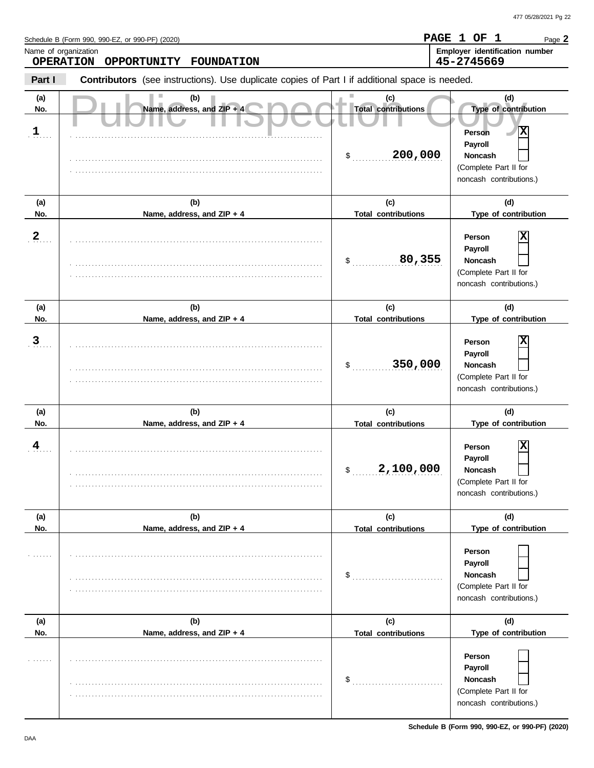Schedule B (Form 990, 990-EZ, or 990-PF) (2020)

**PAGE 1 OF 1**

Name of organization
**OPERATION OPPORTUNITY FOUNDATION**

Employer identification number
**45-2745669**

**Part I** **Contributors** (see instructions). Use duplicate copies of Part I if additional space is needed.

Public Inspection Copy

| (a) No. | (b) Name, address, and ZIP + 4 | (c) Total contributions | (d) Type of contribution |
|---|---|---|---|
| 1 | | $ 200,000 | Person [X] Payroll [ ] Noncash [ ] (Complete Part II for noncash contributions.) |
| 2 | | $ 80,355 | Person [X] Payroll [ ] Noncash [ ] (Complete Part II for noncash contributions.) |
| 3 | | $ 350,000 | Person [X] Payroll [ ] Noncash [ ] (Complete Part II for noncash contributions.) |
| 4 | | $ 2,100,000 | Person [X] Payroll [ ] Noncash [ ] (Complete Part II for noncash contributions.) |
| | | $ | Person [ ] Payroll [ ] Noncash [ ] (Complete Part II for noncash contributions.) |
| | | $ | Person [ ] Payroll [ ] Noncash [ ] (Complete Part II for noncash contributions.) |

**Schedule B (Form 990, 990-EZ, or 990-PF) (2020)**

DAA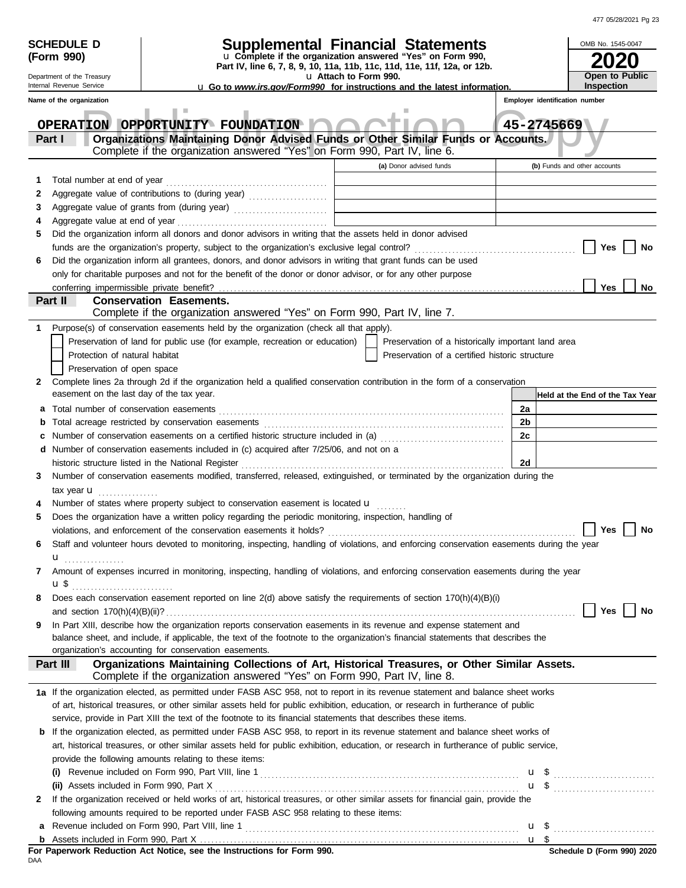**SCHEDULE D (Form 990)**

Department of the Treasury
Internal Revenue Service

# Supplemental Financial Statements

u Complete if the organization answered "Yes" on Form 990, Part IV, line 6, 7, 8, 9, 10, 11a, 11b, 11c, 11d, 11e, 11f, 12a, or 12b.
u Attach to Form 990.
u Go to *www.irs.gov/Form990* for instructions and the latest information.

OMB No. 1545-0047

**2020**

**Open to Public Inspection**

Name of the organization: **OPERATION OPPORTUNITY FOUNDATION**

Employer identification number: **45-2745669**

**Part I — Organizations Maintaining Donor Advised Funds or Other Similar Funds or Accounts.** Complete if the organization answered "Yes" on Form 990, Part IV, line 6.

| | | (a) Donor advised funds | (b) Funds and other accounts |
|---|---|---|---|
| 1 | Total number at end of year | | |
| 2 | Aggregate value of contributions to (during year) | | |
| 3 | Aggregate value of grants from (during year) | | |
| 4 | Aggregate value at end of year | | |

5 Did the organization inform all donors and donor advisors in writing that the assets held in donor advised funds are the organization's property, subject to the organization's exclusive legal control? ☐ Yes ☐ No

6 Did the organization inform all grantees, donors, and donor advisors in writing that grant funds can be used only for charitable purposes and not for the benefit of the donor or donor advisor, or for any other purpose conferring impermissible private benefit? ☐ Yes ☐ No

**Part II — Conservation Easements.** Complete if the organization answered "Yes" on Form 990, Part IV, line 7.

1 Purpose(s) of conservation easements held by the organization (check all that apply).
- ☐ Preservation of land for public use (for example, recreation or education)
- ☐ Preservation of a historically important land area
- ☐ Protection of natural habitat
- ☐ Preservation of a certified historic structure
- ☐ Preservation of open space

2 Complete lines 2a through 2d if the organization held a qualified conservation contribution in the form of a conservation easement on the last day of the tax year.

| | | | Held at the End of the Tax Year |
|---|---|---|---|
| a | Total number of conservation easements | 2a | |
| b | Total acreage restricted by conservation easements | 2b | |
| c | Number of conservation easements on a certified historic structure included in (a) | 2c | |
| d | Number of conservation easements included in (c) acquired after 7/25/06, and not on a historic structure listed in the National Register | 2d | |

3 Number of conservation easements modified, transferred, released, extinguished, or terminated by the organization during the tax year u

4 Number of states where property subject to conservation easement is located u

5 Does the organization have a written policy regarding the periodic monitoring, inspection, handling of violations, and enforcement of the conservation easements it holds? ☐ Yes ☐ No

6 Staff and volunteer hours devoted to monitoring, inspecting, handling of violations, and enforcing conservation easements during the year u

7 Amount of expenses incurred in monitoring, inspecting, handling of violations, and enforcing conservation easements during the year u $

8 Does each conservation easement reported on line 2(d) above satisfy the requirements of section 170(h)(4)(B)(i) and section 170(h)(4)(B)(ii)? ☐ Yes ☐ No

9 In Part XIII, describe how the organization reports conservation easements in its revenue and expense statement and balance sheet, and include, if applicable, the text of the footnote to the organization's financial statements that describes the organization's accounting for conservation easements.

**Part III — Organizations Maintaining Collections of Art, Historical Treasures, or Other Similar Assets.** Complete if the organization answered "Yes" on Form 990, Part IV, line 8.

1a If the organization elected, as permitted under FASB ASC 958, not to report in its revenue statement and balance sheet works of art, historical treasures, or other similar assets held for public exhibition, education, or research in furtherance of public service, provide in Part XIII the text of the footnote to its financial statements that describes these items.

b If the organization elected, as permitted under FASB ASC 958, to report in its revenue statement and balance sheet works of art, historical treasures, or other similar assets held for public exhibition, education, or research in furtherance of public service, provide the following amounts relating to these items:

(i) Revenue included on Form 990, Part VIII, line 1 u $

(ii) Assets included in Form 990, Part X u $

2 If the organization received or held works of art, historical treasures, or other similar assets for financial gain, provide the following amounts required to be reported under FASB ASC 958 relating to these items:

a Revenue included on Form 990, Part VIII, line 1 u $

b Assets included in Form 990, Part X u $

**For Paperwork Reduction Act Notice, see the Instructions for Form 990.**

DAA

Schedule D (Form 990) 2020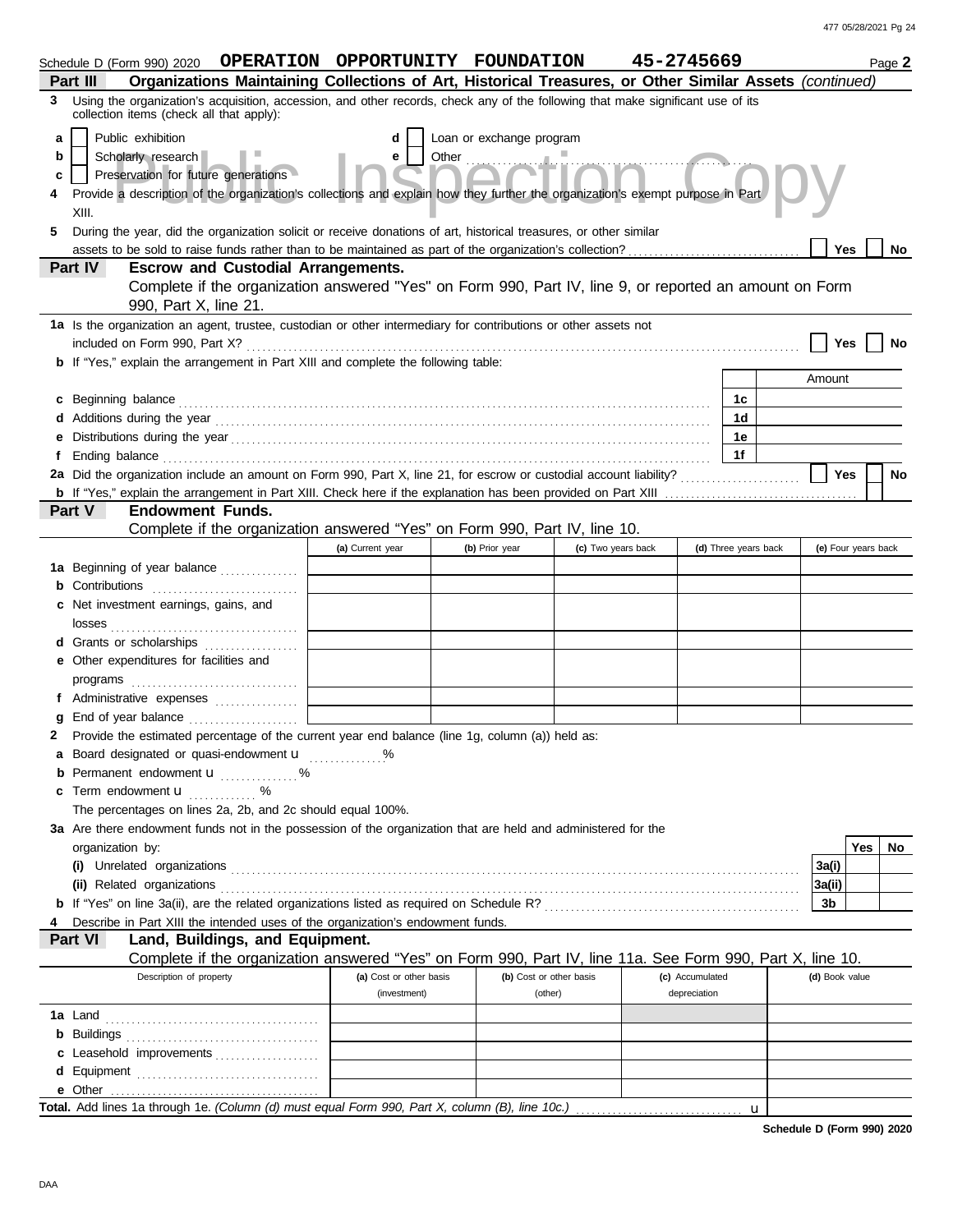Schedule D (Form 990) 2020 **OPERATION OPPORTUNITY FOUNDATION 45-2745669** Page **2**

**Part III — Organizations Maintaining Collections of Art, Historical Treasures, or Other Similar Assets** *(continued)*

**3** Using the organization's acquisition, accession, and other records, check any of the following that make significant use of its collection items (check all that apply):

- **a** ☐ Public exhibition
- **b** ☐ Scholarly research
- **c** ☐ Preservation for future generations
- **d** ☐ Loan or exchange program
- **e** ☐ Other

**4** Provide a description of the organization's collections and explain how they further the organization's exempt purpose in Part XIII.

**5** During the year, did the organization solicit or receive donations of art, historical treasures, or other similar assets to be sold to raise funds rather than to be maintained as part of the organization's collection? ☐ Yes ☐ No

**Part IV — Escrow and Custodial Arrangements.**
Complete if the organization answered "Yes" on Form 990, Part IV, line 9, or reported an amount on Form 990, Part X, line 21.

**1a** Is the organization an agent, trustee, custodian or other intermediary for contributions or other assets not included on Form 990, Part X? ☐ Yes ☐ No

**b** If "Yes," explain the arrangement in Part XIII and complete the following table:

| | | Amount |
|---|---|---|
| **c** Beginning balance | 1c | |
| **d** Additions during the year | 1d | |
| **e** Distributions during the year | 1e | |
| **f** Ending balance | 1f | |

**2a** Did the organization include an amount on Form 990, Part X, line 21, for escrow or custodial account liability? ☐ Yes ☐ No

**b** If "Yes," explain the arrangement in Part XIII. Check here if the explanation has been provided on Part XIII ☐

**Part V — Endowment Funds.**
Complete if the organization answered "Yes" on Form 990, Part IV, line 10.

| | (a) Current year | (b) Prior year | (c) Two years back | (d) Three years back | (e) Four years back |
|---|---|---|---|---|---|
| **1a** Beginning of year balance | | | | | |
| **b** Contributions | | | | | |
| **c** Net investment earnings, gains, and losses | | | | | |
| **d** Grants or scholarships | | | | | |
| **e** Other expenditures for facilities and programs | | | | | |
| **f** Administrative expenses | | | | | |
| **g** End of year balance | | | | | |

**2** Provide the estimated percentage of the current year end balance (line 1g, column (a)) held as:

- **a** Board designated or quasi-endowment u ............ %
- **b** Permanent endowment u ............ %
- **c** Term endowment u ............ %

The percentages on lines 2a, 2b, and 2c should equal 100%.

**3a** Are there endowment funds not in the possession of the organization that are held and administered for the organization by:

| | | Yes | No |
|---|---|---|---|
| **(i)** Unrelated organizations | 3a(i) | | |
| **(ii)** Related organizations | 3a(ii) | | |
| **b** If "Yes" on line 3a(ii), are the related organizations listed as required on Schedule R? | 3b | | |

**4** Describe in Part XIII the intended uses of the organization's endowment funds.

**Part VI — Land, Buildings, and Equipment.**
Complete if the organization answered "Yes" on Form 990, Part IV, line 11a. See Form 990, Part X, line 10.

| Description of property | (a) Cost or other basis (investment) | (b) Cost or other basis (other) | (c) Accumulated depreciation | (d) Book value |
|---|---|---|---|---|
| **1a** Land | | | | |
| **b** Buildings | | | | |
| **c** Leasehold improvements | | | | |
| **d** Equipment | | | | |
| **e** Other | | | | |

**Total.** Add lines 1a through 1e. *(Column (d) must equal Form 990, Part X, column (B), line 10c.)* u

**Schedule D (Form 990) 2020**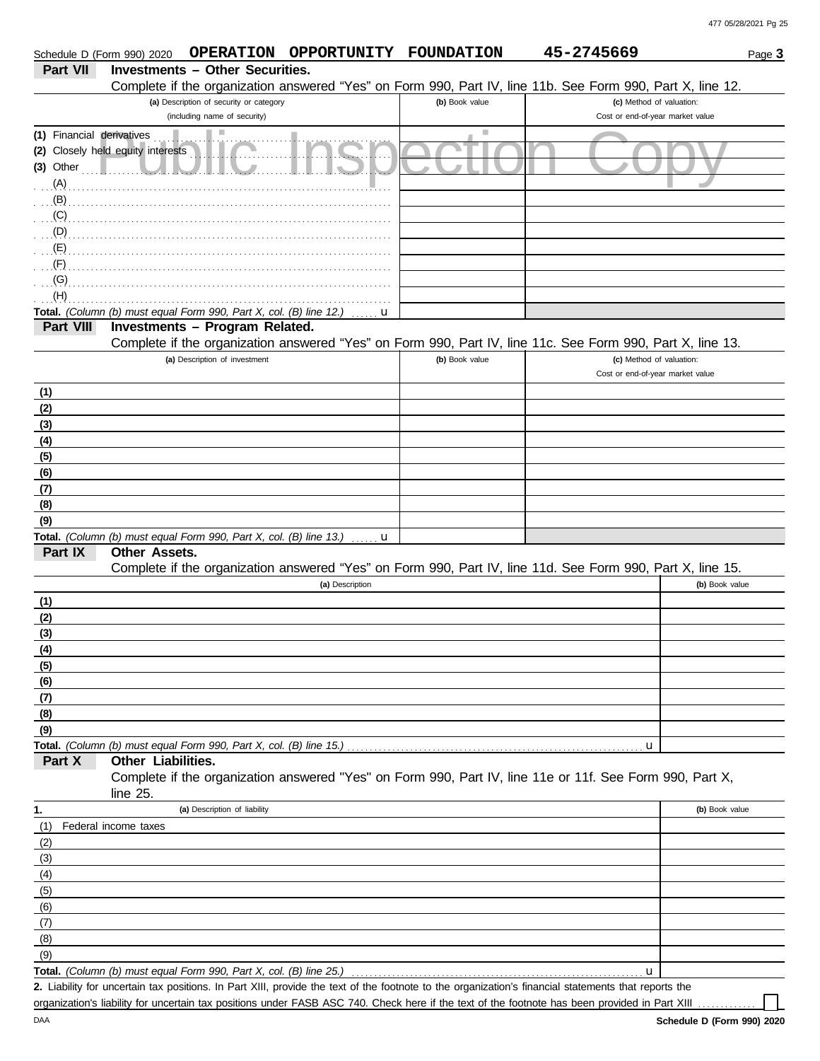Schedule D (Form 990) 2020 **OPERATION OPPORTUNITY FOUNDATION** **45-2745669** Page **3**

**Part VII Investments – Other Securities.**

Complete if the organization answered "Yes" on Form 990, Part IV, line 11b. See Form 990, Part X, line 12.

| (a) Description of security or category (including name of security) | (b) Book value | (c) Method of valuation: Cost or end-of-year market value |
|---|---|---|
| (1) Financial derivatives | | |
| (2) Closely held equity interests | | |
| (3) Other | | |
| (A) | | |
| (B) | | |
| (C) | | |
| (D) | | |
| (E) | | |
| (F) | | |
| (G) | | |
| (H) | | |
| **Total.** *(Column (b) must equal Form 990, Part X, col. (B) line 12.)* u | | |

**Part VIII Investments – Program Related.**

Complete if the organization answered "Yes" on Form 990, Part IV, line 11c. See Form 990, Part X, line 13.

| (a) Description of investment | (b) Book value | (c) Method of valuation: Cost or end-of-year market value |
|---|---|---|
| (1) | | |
| (2) | | |
| (3) | | |
| (4) | | |
| (5) | | |
| (6) | | |
| (7) | | |
| (8) | | |
| (9) | | |
| **Total.** *(Column (b) must equal Form 990, Part X, col. (B) line 13.)* u | | |

**Part IX Other Assets.**

Complete if the organization answered "Yes" on Form 990, Part IV, line 11d. See Form 990, Part X, line 15.

| (a) Description | (b) Book value |
|---|---|
| (1) | |
| (2) | |
| (3) | |
| (4) | |
| (5) | |
| (6) | |
| (7) | |
| (8) | |
| (9) | |
| **Total.** *(Column (b) must equal Form 990, Part X, col. (B) line 15.)* u | |

**Part X Other Liabilities.**

Complete if the organization answered "Yes" on Form 990, Part IV, line 11e or 11f. See Form 990, Part X, line 25.

| 1. (a) Description of liability | (b) Book value |
|---|---|
| (1) Federal income taxes | |
| (2) | |
| (3) | |
| (4) | |
| (5) | |
| (6) | |
| (7) | |
| (8) | |
| (9) | |
| **Total.** *(Column (b) must equal Form 990, Part X, col. (B) line 25.)* u | |

**2.** Liability for uncertain tax positions. In Part XIII, provide the text of the footnote to the organization's financial statements that reports the organization's liability for uncertain tax positions under FASB ASC 740. Check here if the text of the footnote has been provided in Part XIII ☐

DAA **Schedule D (Form 990) 2020**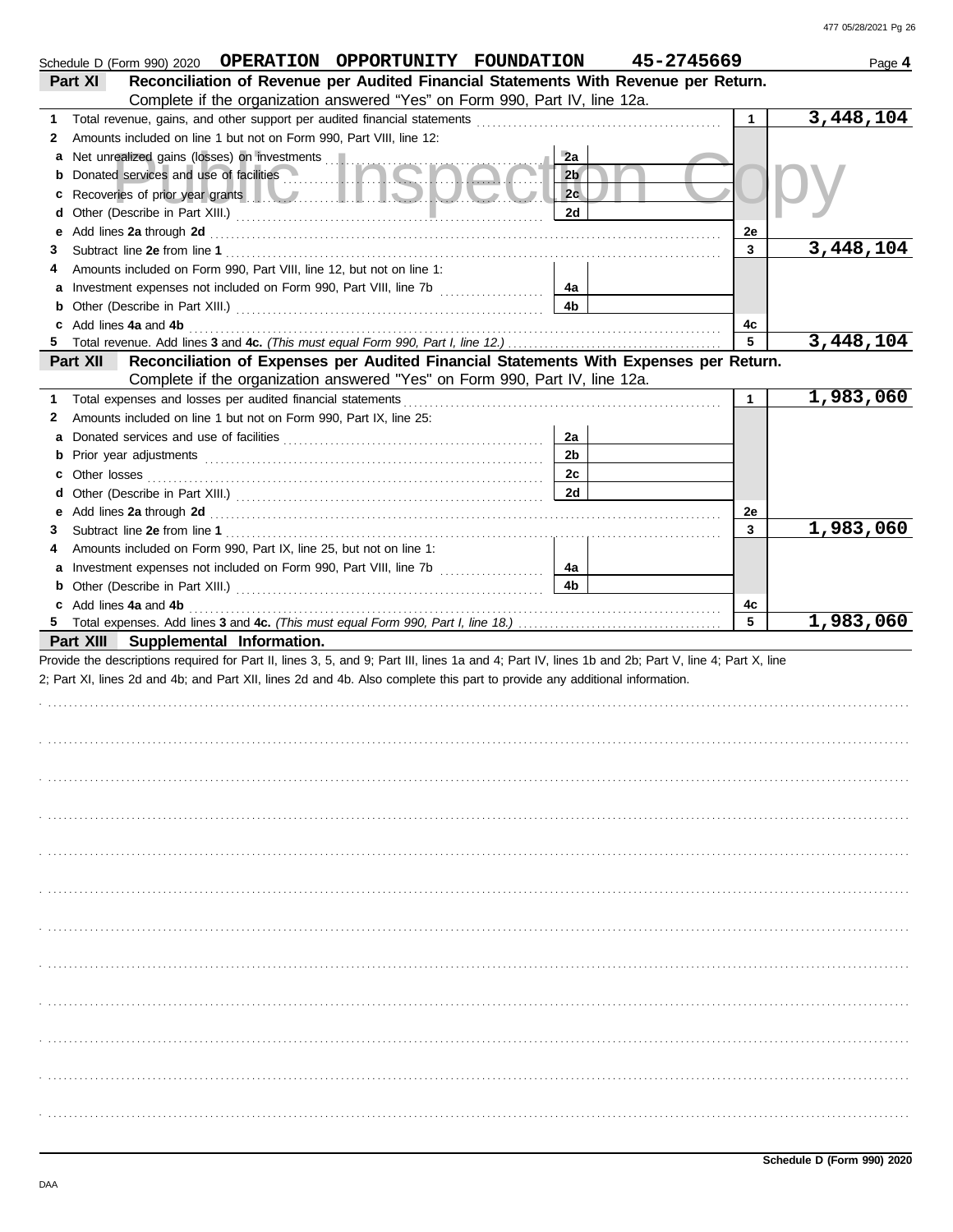Schedule D (Form 990) 2020 **OPERATION OPPORTUNITY FOUNDATION** **45-2745669** Page **4**

## Part XI Reconciliation of Revenue per Audited Financial Statements With Revenue per Return.

Complete if the organization answered "Yes" on Form 990, Part IV, line 12a.

| | | | | | |
|---|---|---|---|---|---|
| **1** | Total revenue, gains, and other support per audited financial statements | | | 1 | 3,448,104 |
| **2** | Amounts included on line 1 but not on Form 990, Part VIII, line 12: | | | | |
| **a** | Net unrealized gains (losses) on investments | 2a | | | |
| **b** | Donated services and use of facilities | 2b | | | |
| **c** | Recoveries of prior year grants | 2c | | | |
| **d** | Other (Describe in Part XIII.) | 2d | | | |
| **e** | Add lines **2a** through **2d** | | | 2e | |
| **3** | Subtract line **2e** from line **1** | | | 3 | 3,448,104 |
| **4** | Amounts included on Form 990, Part VIII, line 12, but not on line 1: | | | | |
| **a** | Investment expenses not included on Form 990, Part VIII, line 7b | 4a | | | |
| **b** | Other (Describe in Part XIII.) | 4b | | | |
| **c** | Add lines **4a** and **4b** | | | 4c | |
| **5** | Total revenue. Add lines **3** and **4c.** *(This must equal Form 990, Part I, line 12.)* | | | 5 | 3,448,104 |

## Part XII Reconciliation of Expenses per Audited Financial Statements With Expenses per Return.

Complete if the organization answered "Yes" on Form 990, Part IV, line 12a.

| | | | | | |
|---|---|---|---|---|---|
| **1** | Total expenses and losses per audited financial statements | | | 1 | 1,983,060 |
| **2** | Amounts included on line 1 but not on Form 990, Part IX, line 25: | | | | |
| **a** | Donated services and use of facilities | 2a | | | |
| **b** | Prior year adjustments | 2b | | | |
| **c** | Other losses | 2c | | | |
| **d** | Other (Describe in Part XIII.) | 2d | | | |
| **e** | Add lines **2a** through **2d** | | | 2e | |
| **3** | Subtract line **2e** from line **1** | | | 3 | 1,983,060 |
| **4** | Amounts included on Form 990, Part IX, line 25, but not on line 1: | | | | |
| **a** | Investment expenses not included on Form 990, Part VIII, line 7b | 4a | | | |
| **b** | Other (Describe in Part XIII.) | 4b | | | |
| **c** | Add lines **4a** and **4b** | | | 4c | |
| **5** | Total expenses. Add lines **3** and **4c.** *(This must equal Form 990, Part I, line 18.)* | | | 5 | 1,983,060 |

## Part XIII Supplemental Information.

Provide the descriptions required for Part II, lines 3, 5, and 9; Part III, lines 1a and 4; Part IV, lines 1b and 2b; Part V, line 4; Part X, line 2; Part XI, lines 2d and 4b; and Part XII, lines 2d and 4b. Also complete this part to provide any additional information.

**Schedule D (Form 990) 2020**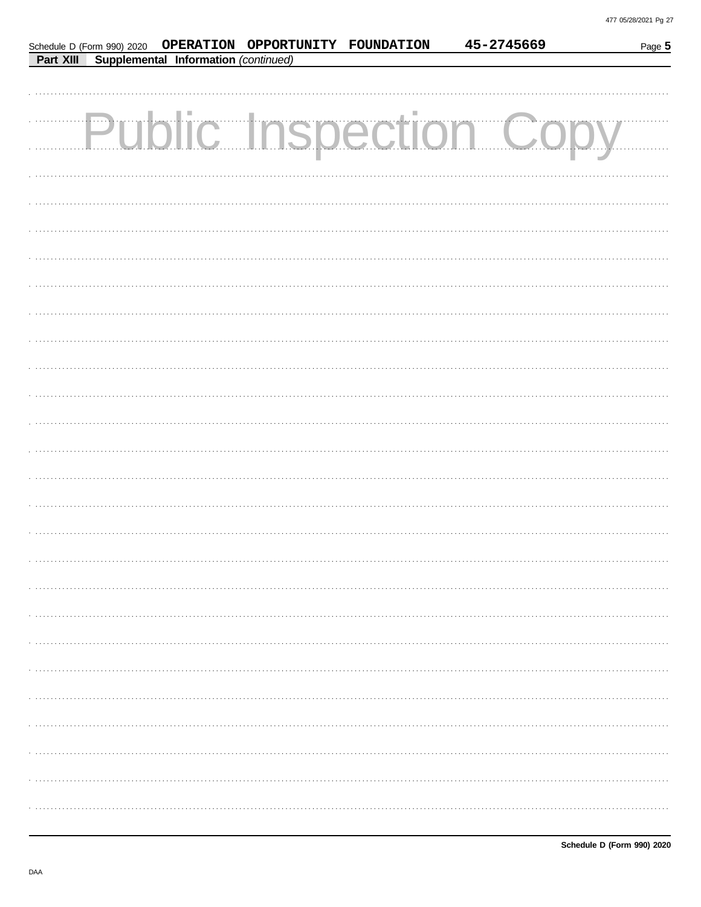Schedule D (Form 990) 2020 **OPERATION OPPORTUNITY FOUNDATION** **45-2745669** Page **5**

**Part XIII** **Supplemental Information** *(continued)*

Public Inspection Copy

**Schedule D (Form 990) 2020**

DAA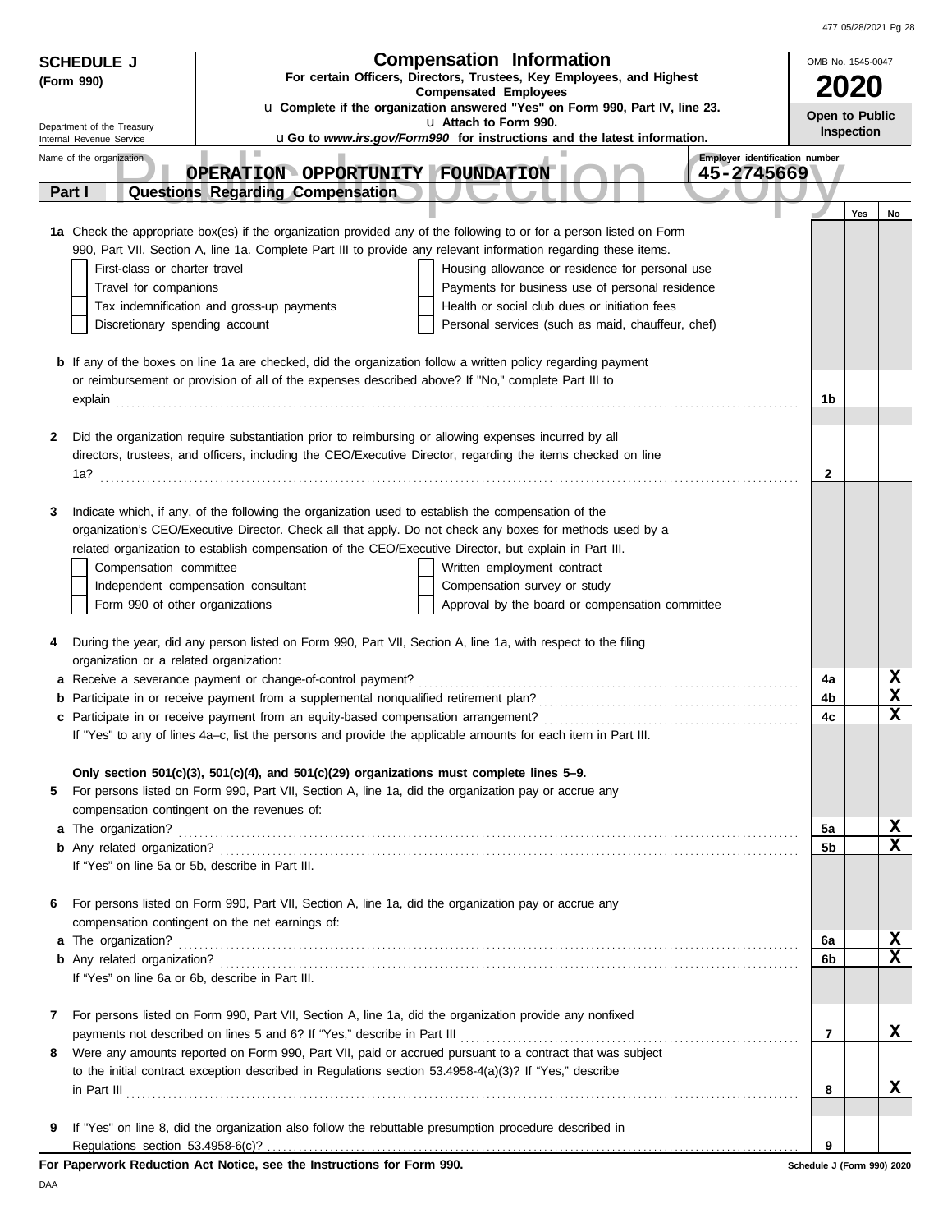**SCHEDULE J (Form 990)**

Department of the Treasury
Internal Revenue Service

# Compensation Information

**For certain Officers, Directors, Trustees, Key Employees, and Highest Compensated Employees**

u **Complete if the organization answered "Yes" on Form 990, Part IV, line 23.**

u **Attach to Form 990.**

u **Go to *www.irs.gov/Form990* for instructions and the latest information.**

OMB No. 1545-0047

**2020**

**Open to Public Inspection**

Name of the organization: **OPERATION OPPORTUNITY FOUNDATION**

Employer identification number: **45-2745669**

Public Inspection Copy

## Part I Questions Regarding Compensation

| | | | Yes | No |
|---|---|---|---|---|
| **1a** | Check the appropriate box(es) if the organization provided any of the following to or for a person listed on Form 990, Part VII, Section A, line 1a. Complete Part III to provide any relevant information regarding these items.<br>☐ First-class or charter travel ☐ Housing allowance or residence for personal use<br>☐ Travel for companions ☐ Payments for business use of personal residence<br>☐ Tax indemnification and gross-up payments ☐ Health or social club dues or initiation fees<br>☐ Discretionary spending account ☐ Personal services (such as maid, chauffeur, chef) | | | |
| **b** | If any of the boxes on line 1a are checked, did the organization follow a written policy regarding payment or reimbursement or provision of all of the expenses described above? If "No," complete Part III to explain | **1b** | | |
| **2** | Did the organization require substantiation prior to reimbursing or allowing expenses incurred by all directors, trustees, and officers, including the CEO/Executive Director, regarding the items checked on line 1a? | **2** | | |
| **3** | Indicate which, if any, of the following the organization used to establish the compensation of the organization's CEO/Executive Director. Check all that apply. Do not check any boxes for methods used by a related organization to establish compensation of the CEO/Executive Director, but explain in Part III.<br>☐ Compensation committee ☐ Written employment contract<br>☐ Independent compensation consultant ☐ Compensation survey or study<br>☐ Form 990 of other organizations ☐ Approval by the board or compensation committee | | | |
| **4** | During the year, did any person listed on Form 990, Part VII, Section A, line 1a, with respect to the filing organization or a related organization: | | | |
| **a** | Receive a severance payment or change-of-control payment? | **4a** | | X |
| **b** | Participate in or receive payment from a supplemental nonqualified retirement plan? | **4b** | | X |
| **c** | Participate in or receive payment from an equity-based compensation arrangement? | **4c** | | X |
| | If "Yes" to any of lines 4a–c, list the persons and provide the applicable amounts for each item in Part III. | | | |
| | **Only section 501(c)(3), 501(c)(4), and 501(c)(29) organizations must complete lines 5–9.** | | | |
| **5** | For persons listed on Form 990, Part VII, Section A, line 1a, did the organization pay or accrue any compensation contingent on the revenues of: | | | |
| **a** | The organization? | **5a** | | X |
| **b** | Any related organization? | **5b** | | X |
| | If "Yes" on line 5a or 5b, describe in Part III. | | | |
| **6** | For persons listed on Form 990, Part VII, Section A, line 1a, did the organization pay or accrue any compensation contingent on the net earnings of: | | | |
| **a** | The organization? | **6a** | | X |
| **b** | Any related organization? | **6b** | | X |
| | If "Yes" on line 6a or 6b, describe in Part III. | | | |
| **7** | For persons listed on Form 990, Part VII, Section A, line 1a, did the organization provide any nonfixed payments not described on lines 5 and 6? If "Yes," describe in Part III | **7** | | X |
| **8** | Were any amounts reported on Form 990, Part VII, paid or accrued pursuant to a contract that was subject to the initial contract exception described in Regulations section 53.4958-4(a)(3)? If "Yes," describe in Part III | **8** | | X |
| **9** | If "Yes" on line 8, did the organization also follow the rebuttable presumption procedure described in Regulations section 53.4958-6(c)? | **9** | | |

**For Paperwork Reduction Act Notice, see the Instructions for Form 990.**

Schedule J (Form 990) 2020

DAA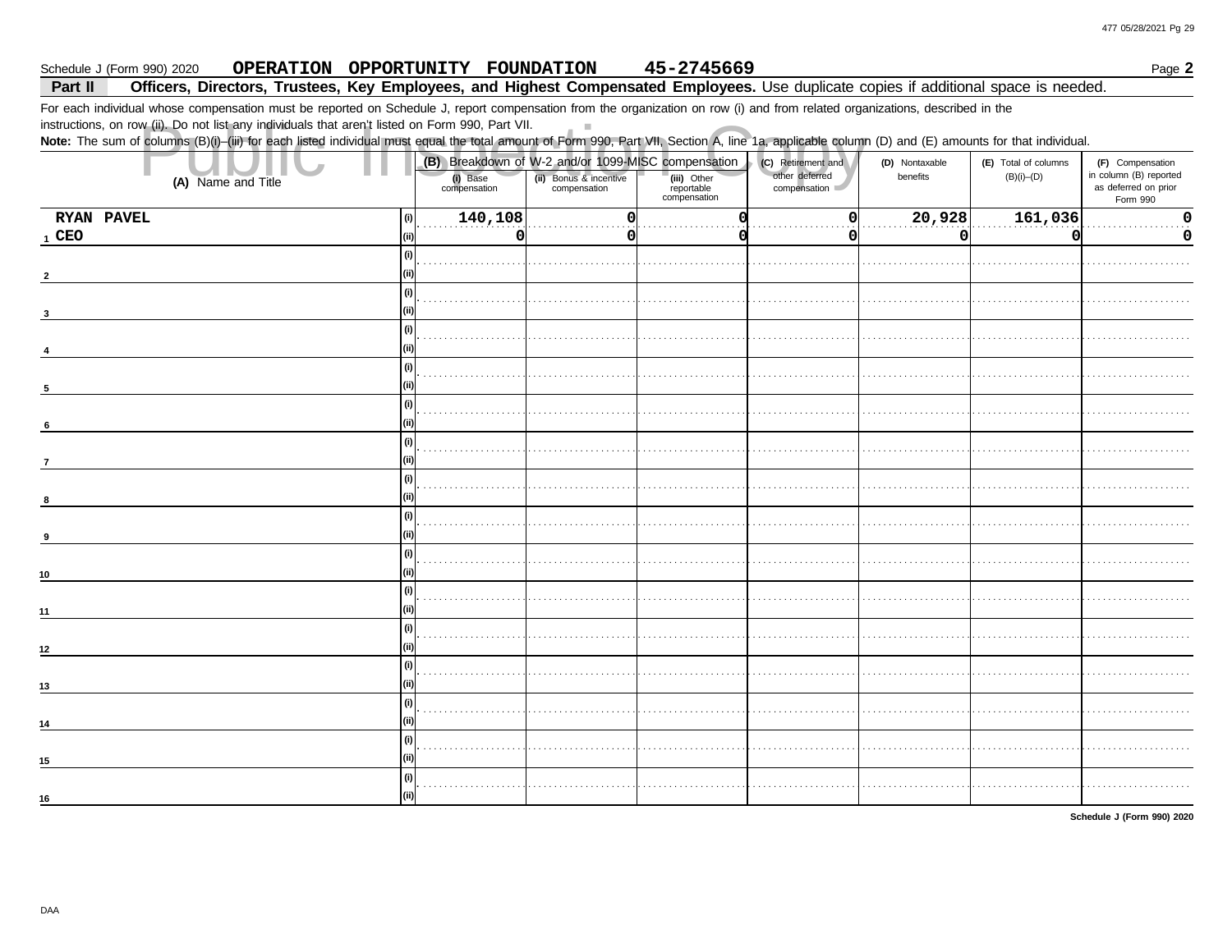Schedule J (Form 990) 2020 **OPERATION OPPORTUNITY FOUNDATION 45-2745669** Page **2**

## Part II Officers, Directors, Trustees, Key Employees, and Highest Compensated Employees. 

Use duplicate copies if additional space is needed.

For each individual whose compensation must be reported on Schedule J, report compensation from the organization on row (i) and from related organizations, described in the instructions, on row (ii). Do not list any individuals that aren't listed on Form 990, Part VII.

**Note:** The sum of columns (B)(i)–(iii) for each listed individual must equal the total amount of Form 990, Part VII, Section A, line 1a, applicable column (D) and (E) amounts for that individual.

| (A) Name and Title | | (B) Breakdown of W-2 and/or 1099-MISC compensation | | | (C) Retirement and other deferred compensation | (D) Nontaxable benefits | (E) Total of columns (B)(i)–(D) | (F) Compensation in column (B) reported as deferred on prior Form 990 |
|---|---|---|---|---|---|---|---|---|
| | | (i) Base compensation | (ii) Bonus & incentive compensation | (iii) Other reportable compensation | | | | |
| 1 RYAN PAVEL | (i) | 140,108 | 0 | 0 | 0 | 20,928 | 161,036 | 0 |
| CEO | (ii) | 0 | 0 | 0 | 0 | 0 | 0 | 0 |
| 2 | (i) | | | | | | | |
| | (ii) | | | | | | | |
| 3 | (i) | | | | | | | |
| | (ii) | | | | | | | |
| 4 | (i) | | | | | | | |
| | (ii) | | | | | | | |
| 5 | (i) | | | | | | | |
| | (ii) | | | | | | | |
| 6 | (i) | | | | | | | |
| | (ii) | | | | | | | |
| 7 | (i) | | | | | | | |
| | (ii) | | | | | | | |
| 8 | (i) | | | | | | | |
| | (ii) | | | | | | | |
| 9 | (i) | | | | | | | |
| | (ii) | | | | | | | |
| 10 | (i) | | | | | | | |
| | (ii) | | | | | | | |
| 11 | (i) | | | | | | | |
| | (ii) | | | | | | | |
| 12 | (i) | | | | | | | |
| | (ii) | | | | | | | |
| 13 | (i) | | | | | | | |
| | (ii) | | | | | | | |
| 14 | (i) | | | | | | | |
| | (ii) | | | | | | | |
| 15 | (i) | | | | | | | |
| | (ii) | | | | | | | |
| 16 | (i) | | | | | | | |
| | (ii) | | | | | | | |

**Schedule J (Form 990) 2020**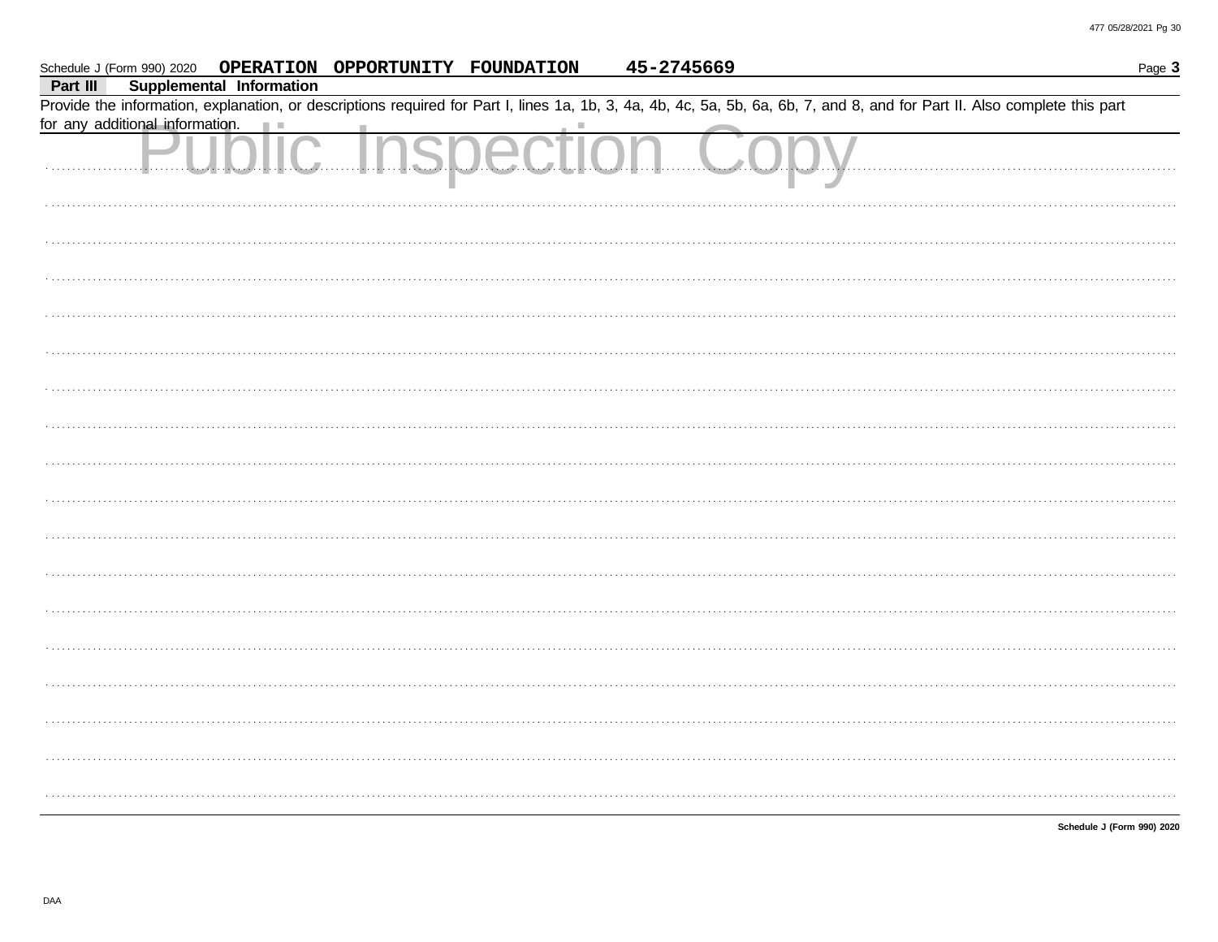Schedule J (Form 990) 2020 **OPERATION OPPORTUNITY FOUNDATION** **45-2745669** Page **3**

**Part III** **Supplemental Information**

Provide the information, explanation, or descriptions required for Part I, lines 1a, 1b, 3, 4a, 4b, 4c, 5a, 5b, 6a, 6b, 7, and 8, and for Part II. Also complete this part for any additional information.

Public Inspection Copy

**Schedule J (Form 990) 2020**

DAA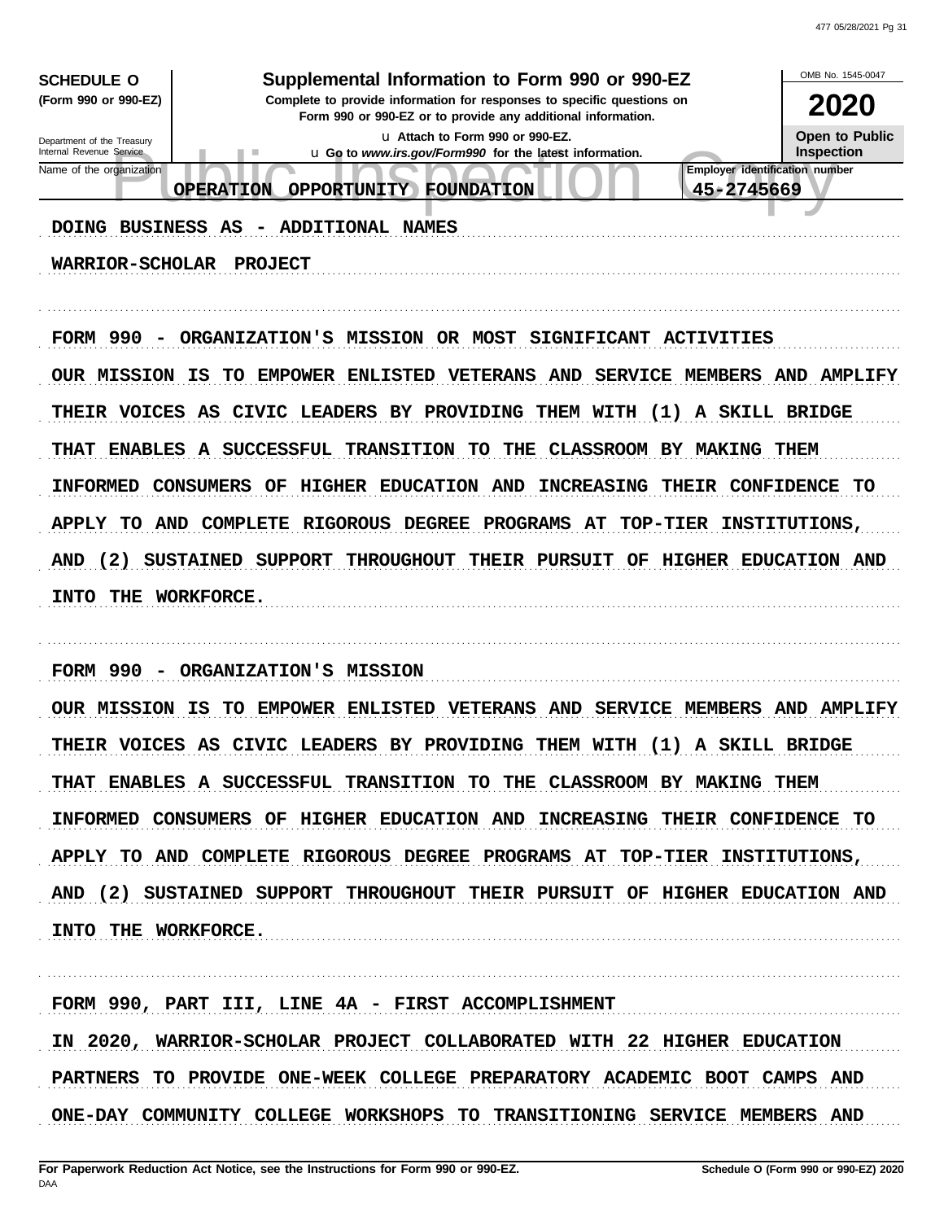**SCHEDULE O** (Form 990 or 990-EZ)

Department of the Treasury Internal Revenue Service

# Supplemental Information to Form 990 or 990-EZ

**Complete to provide information for responses to specific questions on Form 990 or 990-EZ or to provide any additional information.**

u Attach to Form 990 or 990-EZ.

u Go to *www.irs.gov/Form990* for the latest information.

OMB No. 1545-0047

**2020**

**Open to Public Inspection**

| Name of the organization | Employer identification number |
|---|---|
| OPERATION OPPORTUNITY FOUNDATION | 45-2745669 |

DOING BUSINESS AS - ADDITIONAL NAMES

WARRIOR-SCHOLAR PROJECT

FORM 990 - ORGANIZATION'S MISSION OR MOST SIGNIFICANT ACTIVITIES

OUR MISSION IS TO EMPOWER ENLISTED VETERANS AND SERVICE MEMBERS AND AMPLIFY THEIR VOICES AS CIVIC LEADERS BY PROVIDING THEM WITH (1) A SKILL BRIDGE THAT ENABLES A SUCCESSFUL TRANSITION TO THE CLASSROOM BY MAKING THEM INFORMED CONSUMERS OF HIGHER EDUCATION AND INCREASING THEIR CONFIDENCE TO APPLY TO AND COMPLETE RIGOROUS DEGREE PROGRAMS AT TOP-TIER INSTITUTIONS, AND (2) SUSTAINED SUPPORT THROUGHOUT THEIR PURSUIT OF HIGHER EDUCATION AND INTO THE WORKFORCE.

FORM 990 - ORGANIZATION'S MISSION

OUR MISSION IS TO EMPOWER ENLISTED VETERANS AND SERVICE MEMBERS AND AMPLIFY THEIR VOICES AS CIVIC LEADERS BY PROVIDING THEM WITH (1) A SKILL BRIDGE THAT ENABLES A SUCCESSFUL TRANSITION TO THE CLASSROOM BY MAKING THEM INFORMED CONSUMERS OF HIGHER EDUCATION AND INCREASING THEIR CONFIDENCE TO APPLY TO AND COMPLETE RIGOROUS DEGREE PROGRAMS AT TOP-TIER INSTITUTIONS, AND (2) SUSTAINED SUPPORT THROUGHOUT THEIR PURSUIT OF HIGHER EDUCATION AND INTO THE WORKFORCE.

FORM 990, PART III, LINE 4A - FIRST ACCOMPLISHMENT

IN 2020, WARRIOR-SCHOLAR PROJECT COLLABORATED WITH 22 HIGHER EDUCATION PARTNERS TO PROVIDE ONE-WEEK COLLEGE PREPARATORY ACADEMIC BOOT CAMPS AND ONE-DAY COMMUNITY COLLEGE WORKSHOPS TO TRANSITIONING SERVICE MEMBERS AND

**For Paperwork Reduction Act Notice, see the Instructions for Form 990 or 990-EZ.** DAA

**Schedule O (Form 990 or 990-EZ) 2020**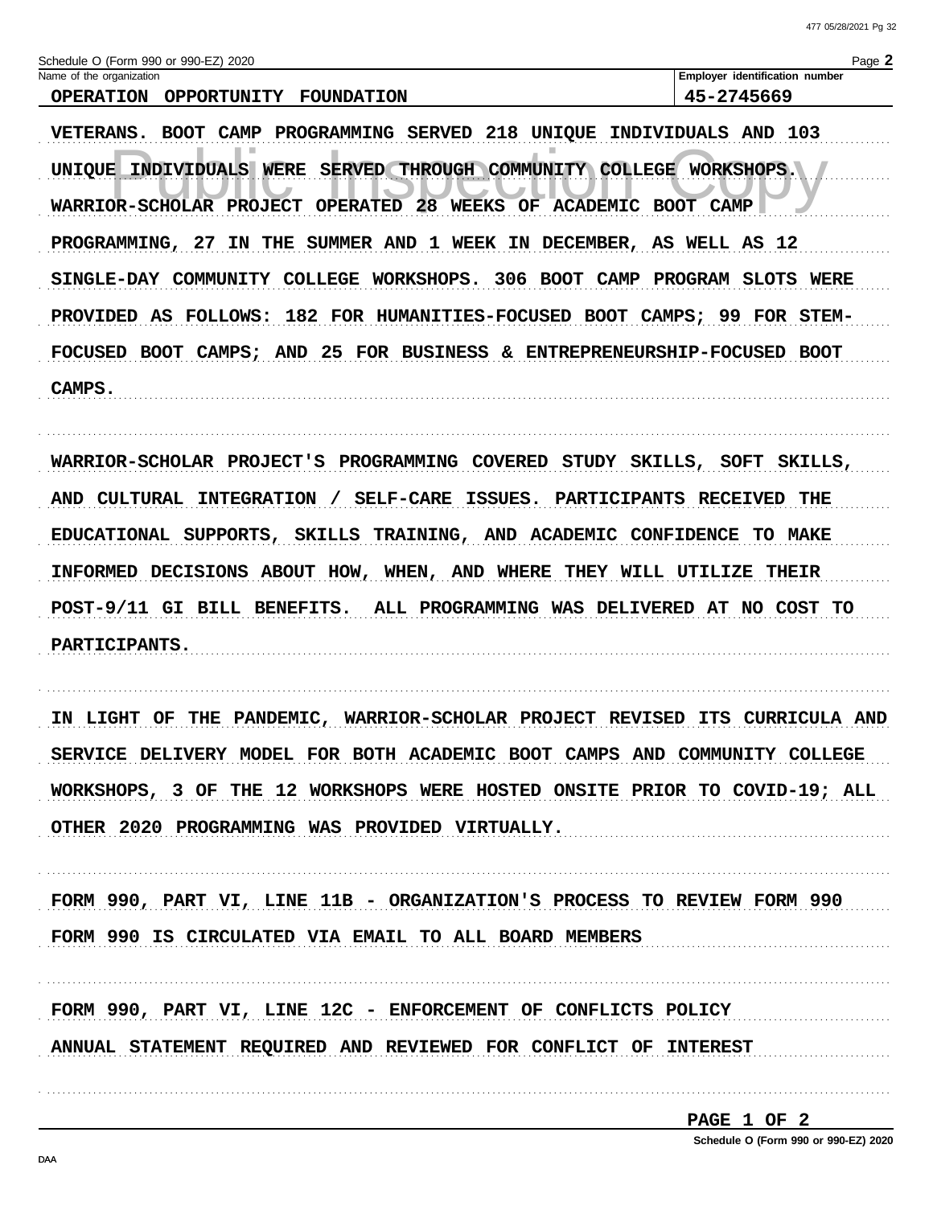Schedule O (Form 990 or 990-EZ) 2020

| Name of the organization | Employer identification number |
| --- | --- |
| OPERATION OPPORTUNITY FOUNDATION | 45-2745669 |

VETERANS. BOOT CAMP PROGRAMMING SERVED 218 UNIQUE INDIVIDUALS AND 103 UNIQUE INDIVIDUALS WERE SERVED THROUGH COMMUNITY COLLEGE WORKSHOPS. WARRIOR-SCHOLAR PROJECT OPERATED 28 WEEKS OF ACADEMIC BOOT CAMP PROGRAMMING, 27 IN THE SUMMER AND 1 WEEK IN DECEMBER, AS WELL AS 12 SINGLE-DAY COMMUNITY COLLEGE WORKSHOPS. 306 BOOT CAMP PROGRAM SLOTS WERE PROVIDED AS FOLLOWS: 182 FOR HUMANITIES-FOCUSED BOOT CAMPS; 99 FOR STEM-FOCUSED BOOT CAMPS; AND 25 FOR BUSINESS & ENTREPRENEURSHIP-FOCUSED BOOT CAMPS.

WARRIOR-SCHOLAR PROJECT'S PROGRAMMING COVERED STUDY SKILLS, SOFT SKILLS, AND CULTURAL INTEGRATION / SELF-CARE ISSUES. PARTICIPANTS RECEIVED THE EDUCATIONAL SUPPORTS, SKILLS TRAINING, AND ACADEMIC CONFIDENCE TO MAKE INFORMED DECISIONS ABOUT HOW, WHEN, AND WHERE THEY WILL UTILIZE THEIR POST-9/11 GI BILL BENEFITS. ALL PROGRAMMING WAS DELIVERED AT NO COST TO PARTICIPANTS.

IN LIGHT OF THE PANDEMIC, WARRIOR-SCHOLAR PROJECT REVISED ITS CURRICULA AND SERVICE DELIVERY MODEL FOR BOTH ACADEMIC BOOT CAMPS AND COMMUNITY COLLEGE WORKSHOPS, 3 OF THE 12 WORKSHOPS WERE HOSTED ONSITE PRIOR TO COVID-19; ALL OTHER 2020 PROGRAMMING WAS PROVIDED VIRTUALLY.

FORM 990, PART VI, LINE 11B - ORGANIZATION'S PROCESS TO REVIEW FORM 990

FORM 990 IS CIRCULATED VIA EMAIL TO ALL BOARD MEMBERS

FORM 990, PART VI, LINE 12C - ENFORCEMENT OF CONFLICTS POLICY

ANNUAL STATEMENT REQUIRED AND REVIEWED FOR CONFLICT OF INTEREST

PAGE 1 OF 2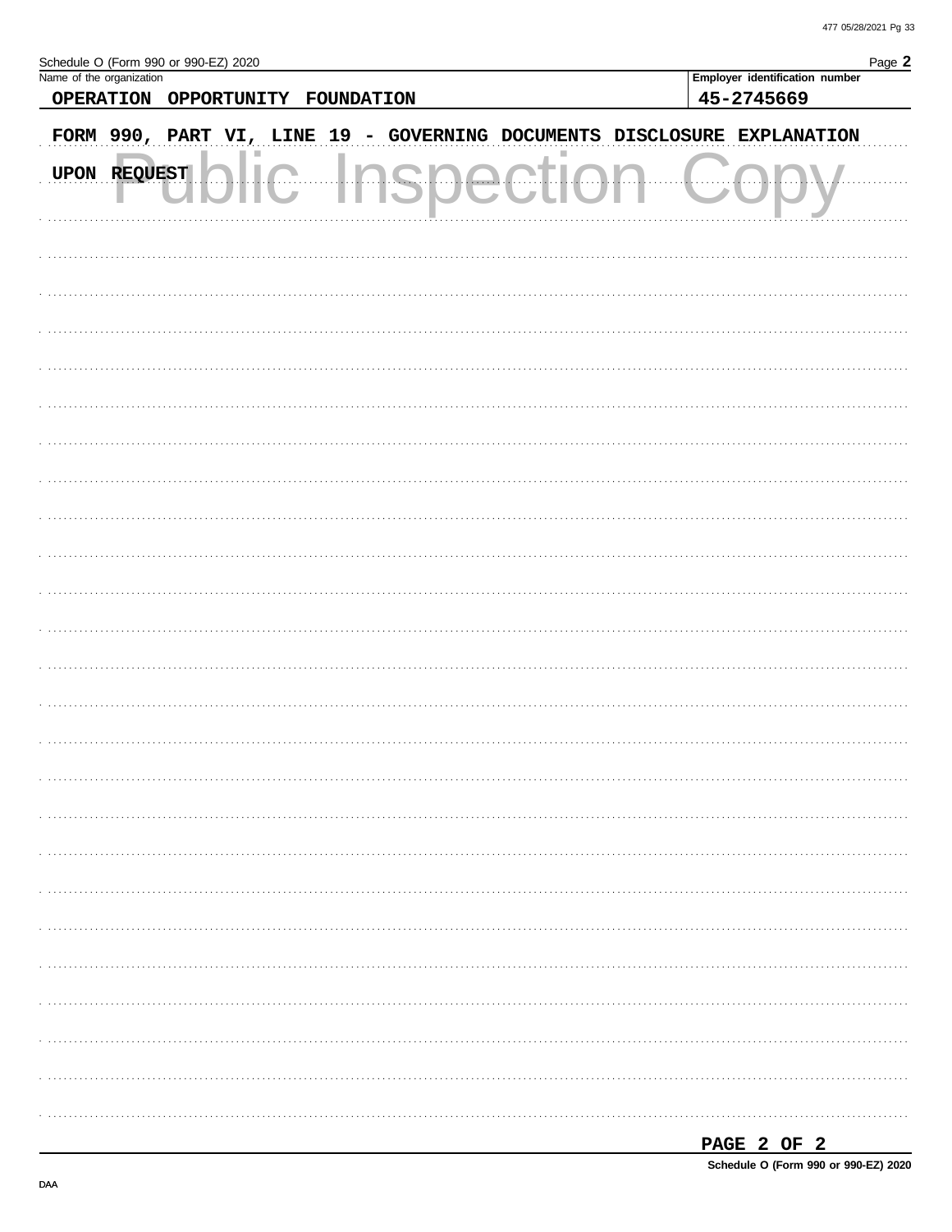Schedule O (Form 990 or 990-EZ) 2020

Page **2**

| Name of the organization | Employer identification number |
| --- | --- |
| OPERATION OPPORTUNITY FOUNDATION | 45-2745669 |

FORM 990, PART VI, LINE 19 - GOVERNING DOCUMENTS DISCLOSURE EXPLANATION

UPON REQUEST

Public Inspection Copy

**Schedule O (Form 990 or 990-EZ) 2020**

DAA